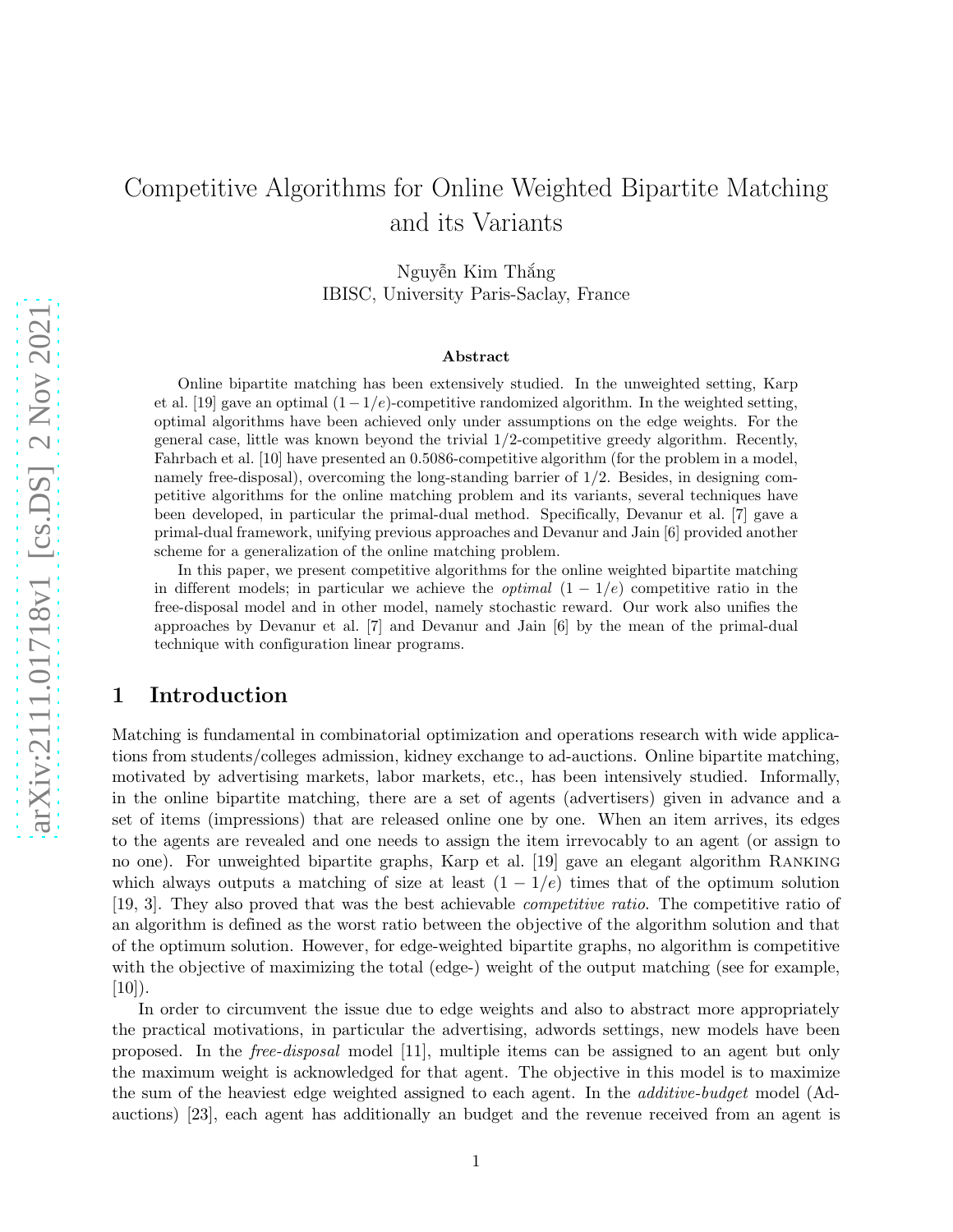# Competitive Algorithms for Online Weighted Bipartite Matching and its Variants

Nguyễn Kim Thắng
IBISC, University Paris-Saclay, France

### Abstract

Online bipartite matching has been extensively studied. In the unweighted setting, Karp et al. [19] gave an optimal $(1-1/e)$-competitive randomized algorithm. In the weighted setting, optimal algorithms have been achieved only under assumptions on the edge weights. For the general case, little was known beyond the trivial 1/2-competitive greedy algorithm. Recently, Fahrbach et al. [10] have presented an 0.5086-competitive algorithm (for the problem in a model, namely free-disposal), overcoming the long-standing barrier of 1/2. Besides, in designing competitive algorithms for the online matching problem and its variants, several techniques have been developed, in particular the primal-dual method. Specifically, Devanur et al. [7] gave a primal-dual framework, unifying previous approaches and Devanur and Jain [6] provided another scheme for a generalization of the online matching problem.

In this paper, we present competitive algorithms for the online weighted bipartite matching in different models; in particular we achieve the *optimal* $(1-1/e)$ competitive ratio in the free-disposal model and in other model, namely stochastic reward. Our work also unifies the approaches by Devanur et al. [7] and Devanur and Jain [6] by the mean of the primal-dual technique with configuration linear programs.

## 1 Introduction

Matching is fundamental in combinatorial optimization and operations research with wide applications from students/colleges admission, kidney exchange to ad-auctions. Online bipartite matching, motivated by advertising markets, labor markets, etc., has been intensively studied. Informally, in the online bipartite matching, there are a set of agents (advertisers) given in advance and a set of items (impressions) that are released online one by one. When an item arrives, its edges to the agents are revealed and one needs to assign the item irrevocably to an agent (or assign to no one). For unweighted bipartite graphs, Karp et al. [19] gave an elegant algorithm Ranking which always outputs a matching of size at least $(1-1/e)$ times that of the optimum solution [19, 3]. They also proved that was the best achievable *competitive ratio*. The competitive ratio of an algorithm is defined as the worst ratio between the objective of the algorithm solution and that of the optimum solution. However, for edge-weighted bipartite graphs, no algorithm is competitive with the objective of maximizing the total (edge-) weight of the output matching (see for example, [10]).

In order to circumvent the issue due to edge weights and also to abstract more appropriately the practical motivations, in particular the advertising, adwords settings, new models have been proposed. In the *free-disposal* model [11], multiple items can be assigned to an agent but only the maximum weight is acknowledged for that agent. The objective in this model is to maximize the sum of the heaviest edge weighted assigned to each agent. In the *additive-budget* model (Ad-auctions) [23], each agent has additionally an budget and the revenue received from an agent is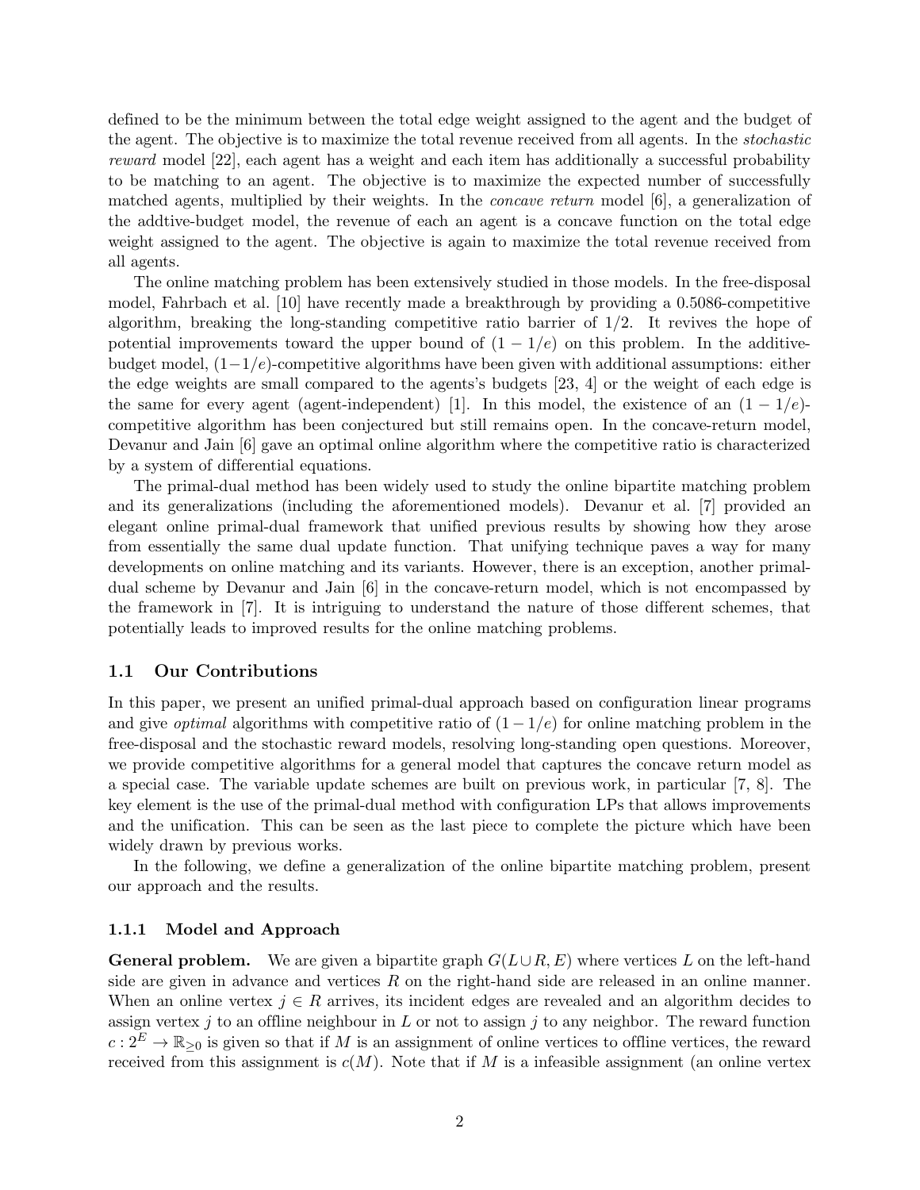defined to be the minimum between the total edge weight assigned to the agent and the budget of the agent. The objective is to maximize the total revenue received from all agents. In the *stochastic reward* model [22], each agent has a weight and each item has additionally a successful probability to be matching to an agent. The objective is to maximize the expected number of successfully matched agents, multiplied by their weights. In the *concave return* model [6], a generalization of the addtive-budget model, the revenue of each an agent is a concave function on the total edge weight assigned to the agent. The objective is again to maximize the total revenue received from all agents.

The online matching problem has been extensively studied in those models. In the free-disposal model, Fahrbach et al. [10] have recently made a breakthrough by providing a 0.5086-competitive algorithm, breaking the long-standing competitive ratio barrier of 1/2. It revives the hope of potential improvements toward the upper bound of $(1 - 1/e)$ on this problem. In the additive-budget model, $(1-1/e)$-competitive algorithms have been given with additional assumptions: either the edge weights are small compared to the agents's budgets [23, 4] or the weight of each edge is the same for every agent (agent-independent) [1]. In this model, the existence of an $(1 - 1/e)$-competitive algorithm has been conjectured but still remains open. In the concave-return model, Devanur and Jain [6] gave an optimal online algorithm where the competitive ratio is characterized by a system of differential equations.

The primal-dual method has been widely used to study the online bipartite matching problem and its generalizations (including the aforementioned models). Devanur et al. [7] provided an elegant online primal-dual framework that unified previous results by showing how they arose from essentially the same dual update function. That unifying technique paves a way for many developments on online matching and its variants. However, there is an exception, another primal-dual scheme by Devanur and Jain [6] in the concave-return model, which is not encompassed by the framework in [7]. It is intriguing to understand the nature of those different schemes, that potentially leads to improved results for the online matching problems.

## 1.1 Our Contributions

In this paper, we present an unified primal-dual approach based on configuration linear programs and give *optimal* algorithms with competitive ratio of $(1-1/e)$ for online matching problem in the free-disposal and the stochastic reward models, resolving long-standing open questions. Moreover, we provide competitive algorithms for a general model that captures the concave return model as a special case. The variable update schemes are built on previous work, in particular [7, 8]. The key element is the use of the primal-dual method with configuration LPs that allows improvements and the unification. This can be seen as the last piece to complete the picture which have been widely drawn by previous works.

In the following, we define a generalization of the online bipartite matching problem, present our approach and the results.

### 1.1.1 Model and Approach

**General problem.** We are given a bipartite graph $G(L \cup R, E)$ where vertices $L$ on the left-hand side are given in advance and vertices $R$ on the right-hand side are released in an online manner. When an online vertex $j \in R$ arrives, its incident edges are revealed and an algorithm decides to assign vertex $j$ to an offline neighbour in $L$ or not to assign $j$ to any neighbor. The reward function $c : 2^E \to \mathbb{R}_{\geq 0}$ is given so that if $M$ is an assignment of online vertices to offline vertices, the reward received from this assignment is $c(M)$. Note that if $M$ is a infeasible assignment (an online vertex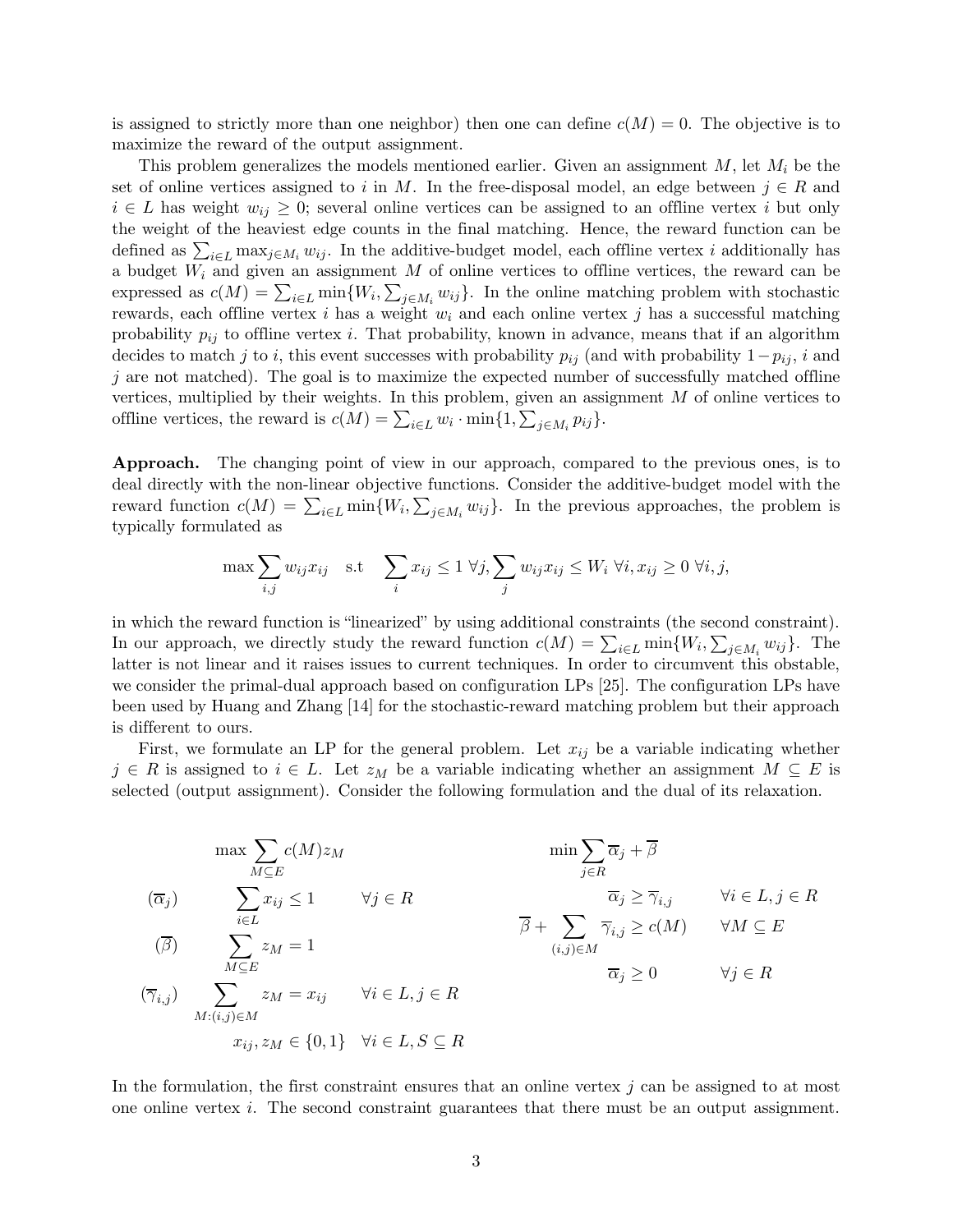is assigned to strictly more than one neighbor) then one can define $c(M) = 0$. The objective is to maximize the reward of the output assignment.

This problem generalizes the models mentioned earlier. Given an assignment $M$, let $M_i$ be the set of online vertices assigned to $i$ in $M$. In the free-disposal model, an edge between $j \in R$ and $i \in L$ has weight $w_{ij} \geq 0$; several online vertices can be assigned to an offline vertex $i$ but only the weight of the heaviest edge counts in the final matching. Hence, the reward function can be defined as $\sum_{i \in L} \max_{j \in M_i} w_{ij}$. In the additive-budget model, each offline vertex $i$ additionally has a budget $W_i$ and given an assignment $M$ of online vertices to offline vertices, the reward can be expressed as $c(M) = \sum_{i \in L} \min\{W_i, \sum_{j \in M_i} w_{ij}\}$. In the online matching problem with stochastic rewards, each offline vertex $i$ has a weight $w_i$ and each online vertex $j$ has a successful matching probability $p_{ij}$ to offline vertex $i$. That probability, known in advance, means that if an algorithm decides to match $j$ to $i$, this event successes with probability $p_{ij}$ (and with probability $1 - p_{ij}$, $i$ and $j$ are not matched). The goal is to maximize the expected number of successfully matched offline vertices, multiplied by their weights. In this problem, given an assignment $M$ of online vertices to offline vertices, the reward is $c(M) = \sum_{i \in L} w_i \cdot \min\{1, \sum_{j \in M_i} p_{ij}\}$.

**Approach.** The changing point of view in our approach, compared to the previous ones, is to deal directly with the non-linear objective functions. Consider the additive-budget model with the reward function $c(M) = \sum_{i \in L} \min\{W_i, \sum_{j \in M_i} w_{ij}\}$. In the previous approaches, the problem is typically formulated as

$$\max \sum_{i,j} w_{ij} x_{ij} \quad \text{s.t} \quad \sum_i x_{ij} \leq 1 \ \forall j, \sum_j w_{ij} x_{ij} \leq W_i \ \forall i, x_{ij} \geq 0 \ \forall i, j,$$

in which the reward function is "linearized" by using additional constraints (the second constraint). In our approach, we directly study the reward function $c(M) = \sum_{i \in L} \min\{W_i, \sum_{j \in M_i} w_{ij}\}$. The latter is not linear and it raises issues to current techniques. In order to circumvent this obstable, we consider the primal-dual approach based on configuration LPs [25]. The configuration LPs have been used by Huang and Zhang [14] for the stochastic-reward matching problem but their approach is different to ours.

First, we formulate an LP for the general problem. Let $x_{ij}$ be a variable indicating whether $j \in R$ is assigned to $i \in L$. Let $z_M$ be a variable indicating whether an assignment $M \subseteq E$ is selected (output assignment). Consider the following formulation and the dual of its relaxation.

$$
\begin{aligned}
\max \sum_{M \subseteq E} & c(M) z_M \\
(\overline{\alpha}_j) \qquad \sum_{i \in L} x_{ij} &\leq 1 \qquad \forall j \in R \\
(\overline{\beta}) \qquad \sum_{M \subseteq E} z_M &= 1 \\
(\overline{\gamma}_{i,j}) \qquad \sum_{M:(i,j) \in M} z_M &= x_{ij} \qquad \forall i \in L, j \in R \\
x_{ij}, z_M &\in \{0,1\} \quad \forall i \in L, S \subseteq R
\end{aligned}
$$

$$
\begin{aligned}
\min \sum_{j \in R} & \overline{\alpha}_j + \overline{\beta} \\
\overline{\alpha}_j &\geq \overline{\gamma}_{i,j} \qquad \forall i \in L, j \in R \\
\overline{\beta} + \sum_{(i,j) \in M} \overline{\gamma}_{i,j} &\geq c(M) \qquad \forall M \subseteq E \\
\overline{\alpha}_j &\geq 0 \qquad \forall j \in R
\end{aligned}
$$

In the formulation, the first constraint ensures that an online vertex $j$ can be assigned to at most one online vertex $i$. The second constraint guarantees that there must be an output assignment.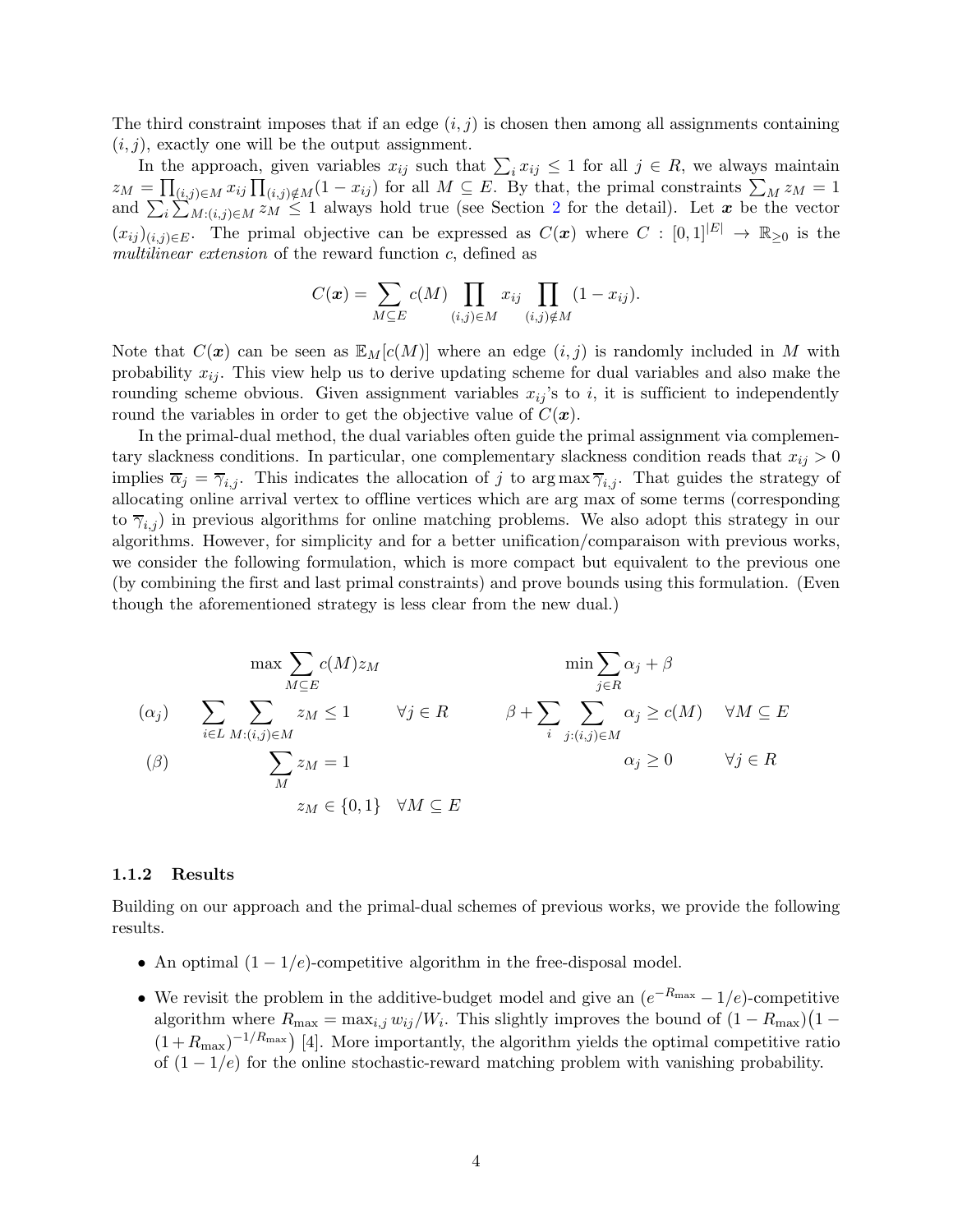The third constraint imposes that if an edge $(i, j)$ is chosen then among all assignments containing $(i, j)$, exactly one will be the output assignment.

In the approach, given variables $x_{ij}$ such that $\sum_i x_{ij} \leq 1$ for all $j \in R$, we always maintain $z_M = \prod_{(i,j)\in M} x_{ij} \prod_{(i,j)\notin M}(1 - x_{ij})$ for all $M \subseteq E$. By that, the primal constraints $\sum_M z_M = 1$ and $\sum_i \sum_{M:(i,j)\in M} z_M \leq 1$ always hold true (see Section 2 for the detail). Let $\boldsymbol{x}$ be the vector $(x_{ij})_{(i,j)\in E}$. The primal objective can be expressed as $C(\boldsymbol{x})$ where $C : [0, 1]^{|E|} \rightarrow \mathbb{R}_{\geq 0}$ is the *multilinear extension* of the reward function $c$, defined as

$$C(\boldsymbol{x}) = \sum_{M \subseteq E} c(M) \prod_{(i,j)\in M} x_{ij} \prod_{(i,j)\notin M} (1 - x_{ij}).$$

Note that $C(\boldsymbol{x})$ can be seen as $\mathbb{E}_M[c(M)]$ where an edge $(i, j)$ is randomly included in $M$ with probability $x_{ij}$. This view help us to derive updating scheme for dual variables and also make the rounding scheme obvious. Given assignment variables $x_{ij}$'s to $i$, it is sufficient to independently round the variables in order to get the objective value of $C(\boldsymbol{x})$.

In the primal-dual method, the dual variables often guide the primal assignment via complementary slackness conditions. In particular, one complementary slackness condition reads that $x_{ij} > 0$ implies $\overline{\alpha}_j = \overline{\gamma}_{i,j}$. This indicates the allocation of $j$ to $\arg\max \overline{\gamma}_{i,j}$. That guides the strategy of allocating online arrival vertex to offline vertices which are arg max of some terms (corresponding to $\overline{\gamma}_{i,j}$) in previous algorithms for online matching problems. We also adopt this strategy in our algorithms. However, for simplicity and for a better unification/comparaison with previous works, we consider the following formulation, which is more compact but equivalent to the previous one (by combining the first and last primal constraints) and prove bounds using this formulation. (Even though the aforementioned strategy is less clear from the new dual.)

$$
\begin{array}{llll}
 & \max \sum_{M\subseteq E} c(M) z_M & & \\
(\alpha_j) & \sum_{i\in L} \sum_{M:(i,j)\in M} z_M \leq 1 & \forall j \in R & \\
(\beta) & \sum_{M} z_M = 1 & & \\
 & z_M \in \{0, 1\} \quad \forall M \subseteq E & &
\end{array}
\qquad
\begin{array}{ll}
\min \sum_{j\in R} \alpha_j + \beta & \\
\beta + \sum_{i} \sum_{j:(i,j)\in M} \alpha_j \geq c(M) & \forall M \subseteq E \\
\alpha_j \geq 0 & \forall j \in R
\end{array}
$$

#### 1.1.2 Results

Building on our approach and the primal-dual schemes of previous works, we provide the following results.

- An optimal $(1 - 1/e)$-competitive algorithm in the free-disposal model.
- We revisit the problem in the additive-budget model and give an $(e^{-R_{\max}} - 1/e)$-competitive algorithm where $R_{\max} = \max_{i,j} w_{ij}/W_i$. This slightly improves the bound of $(1 - R_{\max})\big(1 - (1 + R_{\max})^{-1/R_{\max}}\big)$ [4]. More importantly, the algorithm yields the optimal competitive ratio of $(1 - 1/e)$ for the online stochastic-reward matching problem with vanishing probability.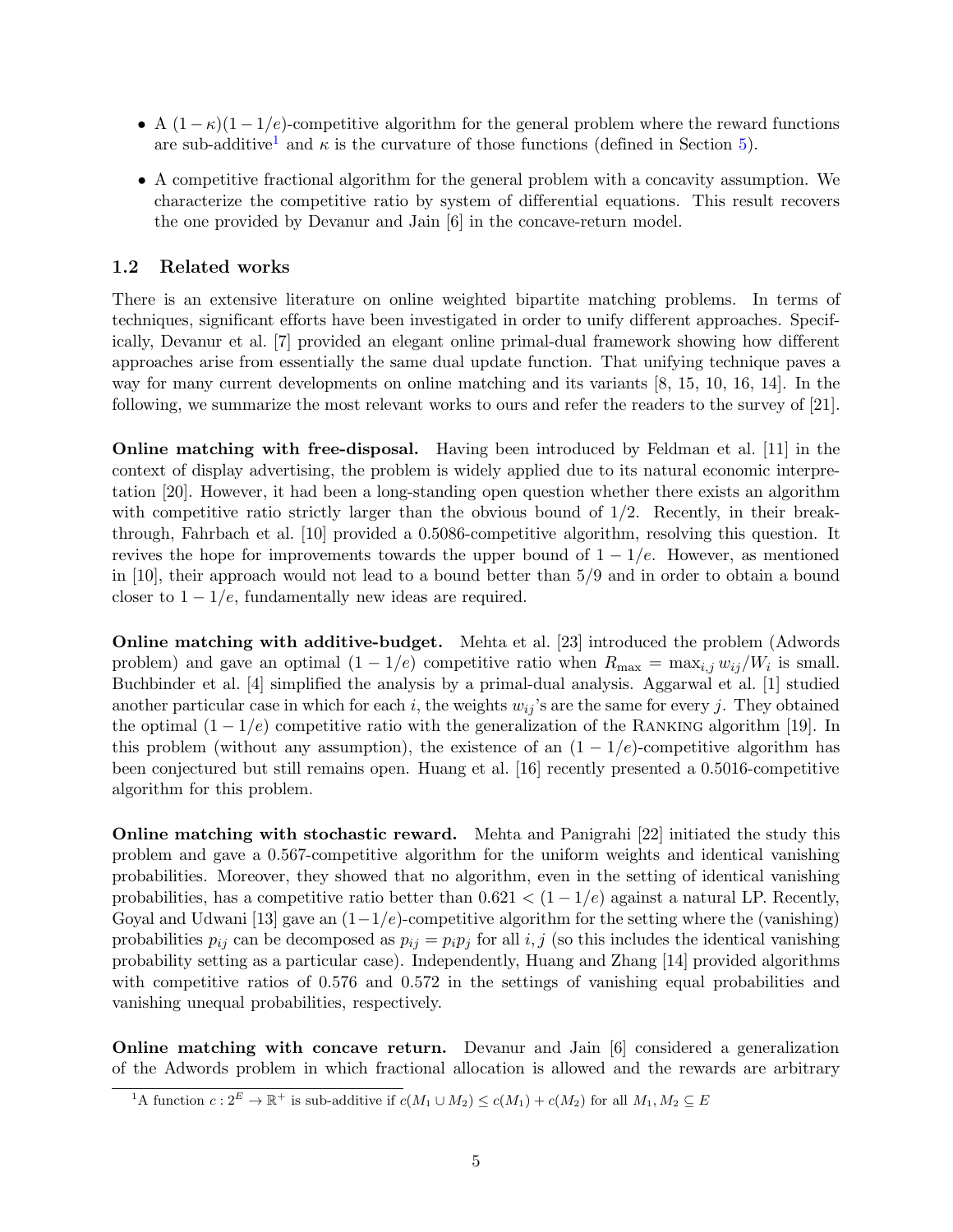- A $(1-\kappa)(1-1/e)$-competitive algorithm for the general problem where the reward functions are sub-additive[1] and $\kappa$ is the curvature of those functions (defined in Section 5).
- A competitive fractional algorithm for the general problem with a concavity assumption. We characterize the competitive ratio by system of differential equations. This result recovers the one provided by Devanur and Jain [6] in the concave-return model.

### 1.2 Related works

There is an extensive literature on online weighted bipartite matching problems. In terms of techniques, significant efforts have been investigated in order to unify different approaches. Specifically, Devanur et al. [7] provided an elegant online primal-dual framework showing how different approaches arise from essentially the same dual update function. That unifying technique paves a way for many current developments on online matching and its variants [8, 15, 10, 16, 14]. In the following, we summarize the most relevant works to ours and refer the readers to the survey of [21].

**Online matching with free-disposal.** Having been introduced by Feldman et al. [11] in the context of display advertising, the problem is widely applied due to its natural economic interpretation [20]. However, it had been a long-standing open question whether there exists an algorithm with competitive ratio strictly larger than the obvious bound of $1/2$. Recently, in their breakthrough, Fahrbach et al. [10] provided a 0.5086-competitive algorithm, resolving this question. It revives the hope for improvements towards the upper bound of $1-1/e$. However, as mentioned in [10], their approach would not lead to a bound better than $5/9$ and in order to obtain a bound closer to $1-1/e$, fundamentally new ideas are required.

**Online matching with additive-budget.** Mehta et al. [23] introduced the problem (Adwords problem) and gave an optimal $(1-1/e)$ competitive ratio when $R_{\max} = \max_{i,j} w_{ij}/W_i$ is small. Buchbinder et al. [4] simplified the analysis by a primal-dual analysis. Aggarwal et al. [1] studied another particular case in which for each $i$, the weights $w_{ij}$'s are the same for every $j$. They obtained the optimal $(1-1/e)$ competitive ratio with the generalization of the RANKING algorithm [19]. In this problem (without any assumption), the existence of an $(1-1/e)$-competitive algorithm has been conjectured but still remains open. Huang et al. [16] recently presented a 0.5016-competitive algorithm for this problem.

**Online matching with stochastic reward.** Mehta and Panigrahi [22] initiated the study this problem and gave a 0.567-competitive algorithm for the uniform weights and identical vanishing probabilities. Moreover, they showed that no algorithm, even in the setting of identical vanishing probabilities, has a competitive ratio better than $0.621 < (1-1/e)$ against a natural LP. Recently, Goyal and Udwani [13] gave an $(1-1/e)$-competitive algorithm for the setting where the (vanishing) probabilities $p_{ij}$ can be decomposed as $p_{ij} = p_i p_j$ for all $i, j$ (so this includes the identical vanishing probability setting as a particular case). Independently, Huang and Zhang [14] provided algorithms with competitive ratios of 0.576 and 0.572 in the settings of vanishing equal probabilities and vanishing unequal probabilities, respectively.

**Online matching with concave return.** Devanur and Jain [6] considered a generalization of the Adwords problem in which fractional allocation is allowed and the rewards are arbitrary

[1] A function $c : 2^E \to \mathbb{R}^+$ is sub-additive if $c(M_1 \cup M_2) \leq c(M_1) + c(M_2)$ for all $M_1, M_2 \subseteq E$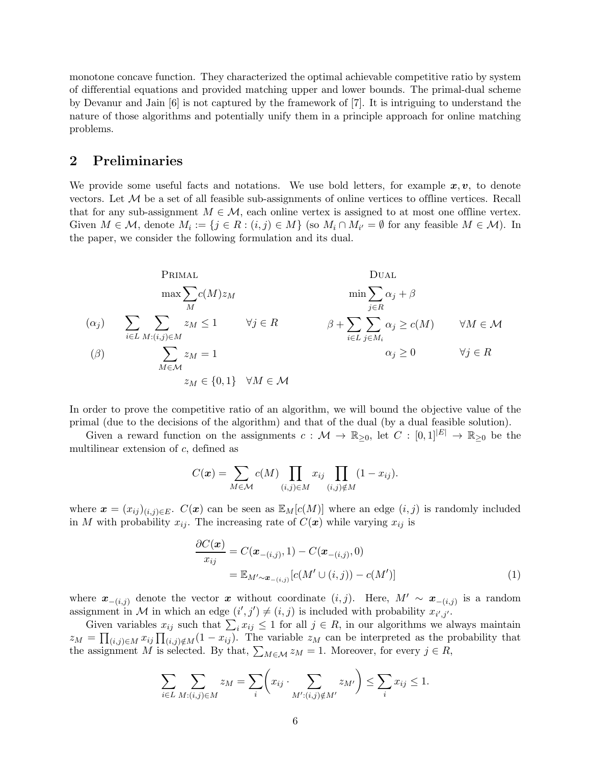monotone concave function. They characterized the optimal achievable competitive ratio by system of differential equations and provided matching upper and lower bounds. The primal-dual scheme by Devanur and Jain [6] is not captured by the framework of [7]. It is intriguing to understand the nature of those algorithms and potentially unify them in a principle approach for online matching problems.

## 2 Preliminaries

We provide some useful facts and notations. We use bold letters, for example $\boldsymbol{x}, \boldsymbol{v}$, to denote vectors. Let $\mathcal{M}$ be a set of all feasible sub-assignments of online vertices to offline vertices. Recall that for any sub-assignment $M \in \mathcal{M}$, each online vertex is assigned to at most one offline vertex. Given $M \in \mathcal{M}$, denote $M_i := \{j \in R : (i,j) \in M\}$ (so $M_i \cap M_{i'} = \emptyset$ for any feasible $M \in \mathcal{M}$). In the paper, we consider the following formulation and its dual.

**Primal**

$$\max \sum_{M} c(M) z_M$$

$$(\alpha_j) \qquad \sum_{i \in L} \sum_{M:(i,j)\in M} z_M \leq 1 \qquad \forall j \in R$$

$$(\beta) \qquad \sum_{M \in \mathcal{M}} z_M = 1$$

$$z_M \in \{0,1\} \quad \forall M \in \mathcal{M}$$

**Dual**

$$\min \sum_{j \in R} \alpha_j + \beta$$

$$\beta + \sum_{i \in L} \sum_{j \in M_i} \alpha_j \geq c(M) \qquad \forall M \in \mathcal{M}$$

$$\alpha_j \geq 0 \qquad \forall j \in R$$

In order to prove the competitive ratio of an algorithm, we will bound the objective value of the primal (due to the decisions of the algorithm) and that of the dual (by a dual feasible solution).

Given a reward function on the assignments $c : \mathcal{M} \to \mathbb{R}_{\geq 0}$, let $C : [0,1]^{|E|} \to \mathbb{R}_{\geq 0}$ be the multilinear extension of $c$, defined as

$$C(\boldsymbol{x}) = \sum_{M \in \mathcal{M}} c(M) \prod_{(i,j)\in M} x_{ij} \prod_{(i,j)\notin M} (1 - x_{ij}).$$

where $\boldsymbol{x} = (x_{ij})_{(i,j)\in E}$. $C(\boldsymbol{x})$ can be seen as $\mathbb{E}_M[c(M)]$ where an edge $(i,j)$ is randomly included in $M$ with probability $x_{ij}$. The increasing rate of $C(\boldsymbol{x})$ while varying $x_{ij}$ is

$$\begin{aligned}
\frac{\partial C(\boldsymbol{x})}{x_{ij}} &= C(\boldsymbol{x}_{-(i,j)}, 1) - C(\boldsymbol{x}_{-(i,j)}, 0) \\
&= \mathbb{E}_{M' \sim \boldsymbol{x}_{-(i,j)}}[c(M' \cup (i,j)) - c(M')]
\end{aligned} \tag{1}$$

where $\boldsymbol{x}_{-(i,j)}$ denote the vector $\boldsymbol{x}$ without coordinate $(i,j)$. Here, $M' \sim \boldsymbol{x}_{-(i,j)}$ is a random assignment in $\mathcal{M}$ in which an edge $(i',j') \neq (i,j)$ is included with probability $x_{i',j'}$.

Given variables $x_{ij}$ such that $\sum_i x_{ij} \leq 1$ for all $j \in R$, in our algorithms we always maintain $z_M = \prod_{(i,j)\in M} x_{ij} \prod_{(i,j)\notin M}(1 - x_{ij})$. The variable $z_M$ can be interpreted as the probability that the assignment $M$ is selected. By that, $\sum_{M \in \mathcal{M}} z_M = 1$. Moreover, for every $j \in R$,

$$\sum_{i \in L} \sum_{M:(i,j)\in M} z_M = \sum_i \left( x_{ij} \cdot \sum_{M':(i,j)\notin M'} z_{M'} \right) \leq \sum_i x_{ij} \leq 1.$$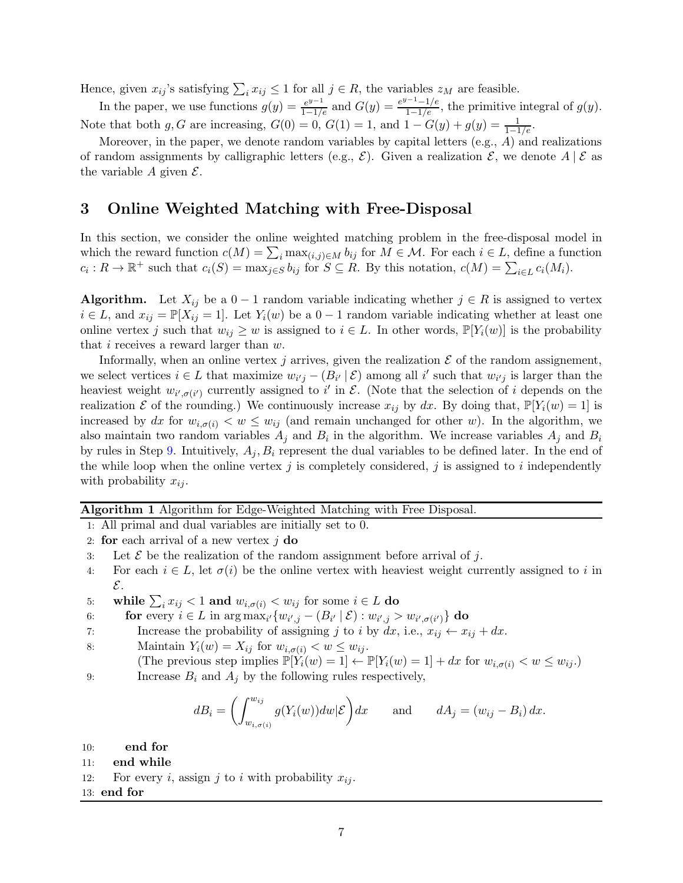Hence, given $x_{ij}$'s satisfying $\sum_i x_{ij} \leq 1$ for all $j \in R$, the variables $z_M$ are feasible.

In the paper, we use functions $g(y) = \frac{e^{y-1}}{1-1/e}$ and $G(y) = \frac{e^{y-1}-1/e}{1-1/e}$, the primitive integral of $g(y)$. Note that both $g, G$ are increasing, $G(0) = 0$, $G(1) = 1$, and $1 - G(y) + g(y) = \frac{1}{1-1/e}$.

Moreover, in the paper, we denote random variables by capital letters (e.g., $A$) and realizations of random assignments by calligraphic letters (e.g., $\mathcal{E}$). Given a realization $\mathcal{E}$, we denote $A \mid \mathcal{E}$ as the variable $A$ given $\mathcal{E}$.

## 3 Online Weighted Matching with Free-Disposal

In this section, we consider the online weighted matching problem in the free-disposal model in which the reward function $c(M) = \sum_i \max_{(i,j)\in M} b_{ij}$ for $M \in \mathcal{M}$. For each $i \in L$, define a function $c_i : R \to \mathbb{R}^+$ such that $c_i(S) = \max_{j \in S} b_{ij}$ for $S \subseteq R$. By this notation, $c(M) = \sum_{i \in L} c_i(M_i)$.

**Algorithm.** Let $X_{ij}$ be a $0-1$ random variable indicating whether $j \in R$ is assigned to vertex $i \in L$, and $x_{ij} = \mathbb{P}[X_{ij} = 1]$. Let $Y_i(w)$ be a $0-1$ random variable indicating whether at least one online vertex $j$ such that $w_{ij} \geq w$ is assigned to $i \in L$. In other words, $\mathbb{P}[Y_i(w)]$ is the probability that $i$ receives a reward larger than $w$.

Informally, when an online vertex $j$ arrives, given the realization $\mathcal{E}$ of the random assignement, we select vertices $i \in L$ that maximize $w_{i'j} - (B_{i'} \mid \mathcal{E})$ among all $i'$ such that $w_{i'j}$ is larger than the heaviest weight $w_{i',\sigma(i')}$ currently assigned to $i'$ in $\mathcal{E}$. (Note that the selection of $i$ depends on the realization $\mathcal{E}$ of the rounding.) We continuously increase $x_{ij}$ by $dx$. By doing that, $\mathbb{P}[Y_i(w) = 1]$ is increased by $dx$ for $w_{i,\sigma(i)} < w \leq w_{ij}$ (and remain unchanged for other $w$). In the algorithm, we also maintain two random variables $A_j$ and $B_i$ in the algorithm. We increase variables $A_j$ and $B_i$ by rules in Step 9. Intuitively, $A_j, B_i$ represent the dual variables to be defined later. In the end of the while loop when the online vertex $j$ is completely considered, $j$ is assigned to $i$ independently with probability $x_{ij}$.

**Algorithm 1** Algorithm for Edge-Weighted Matching with Free Disposal.

1: All primal and dual variables are initially set to 0.
2: **for** each arrival of a new vertex $j$ **do**
3: Let $\mathcal{E}$ be the realization of the random assignment before arrival of $j$.
4: For each $i \in L$, let $\sigma(i)$ be the online vertex with heaviest weight currently assigned to $i$ in $\mathcal{E}$.
5: **while** $\sum_i x_{ij} < 1$ **and** $w_{i,\sigma(i)} < w_{ij}$ for some $i \in L$ **do**
6: **for** every $i \in L$ in $\arg\max_{i'}\{w_{i',j} - (B_{i'} \mid \mathcal{E}) : w_{i',j} > w_{i',\sigma(i')}\}$ **do**
7: Increase the probability of assigning $j$ to $i$ by $dx$, i.e., $x_{ij} \leftarrow x_{ij} + dx$.
8: Maintain $Y_i(w) = X_{ij}$ for $w_{i,\sigma(i)} < w \leq w_{ij}$.
(The previous step implies $\mathbb{P}[Y_i(w) = 1] \leftarrow \mathbb{P}[Y_i(w) = 1] + dx$ for $w_{i,\sigma(i)} < w \leq w_{ij}$.)
9: Increase $B_i$ and $A_j$ by the following rules respectively,

$$dB_i = \left( \int_{w_{i,\sigma(i)}}^{w_{ij}} g(Y_i(w))dw | \mathcal{E} \right) dx \qquad \text{and} \qquad dA_j = (w_{ij} - B_i)\, dx.$$

10: **end for**
11: **end while**
12: For every $i$, assign $j$ to $i$ with probability $x_{ij}$.
13: **end for**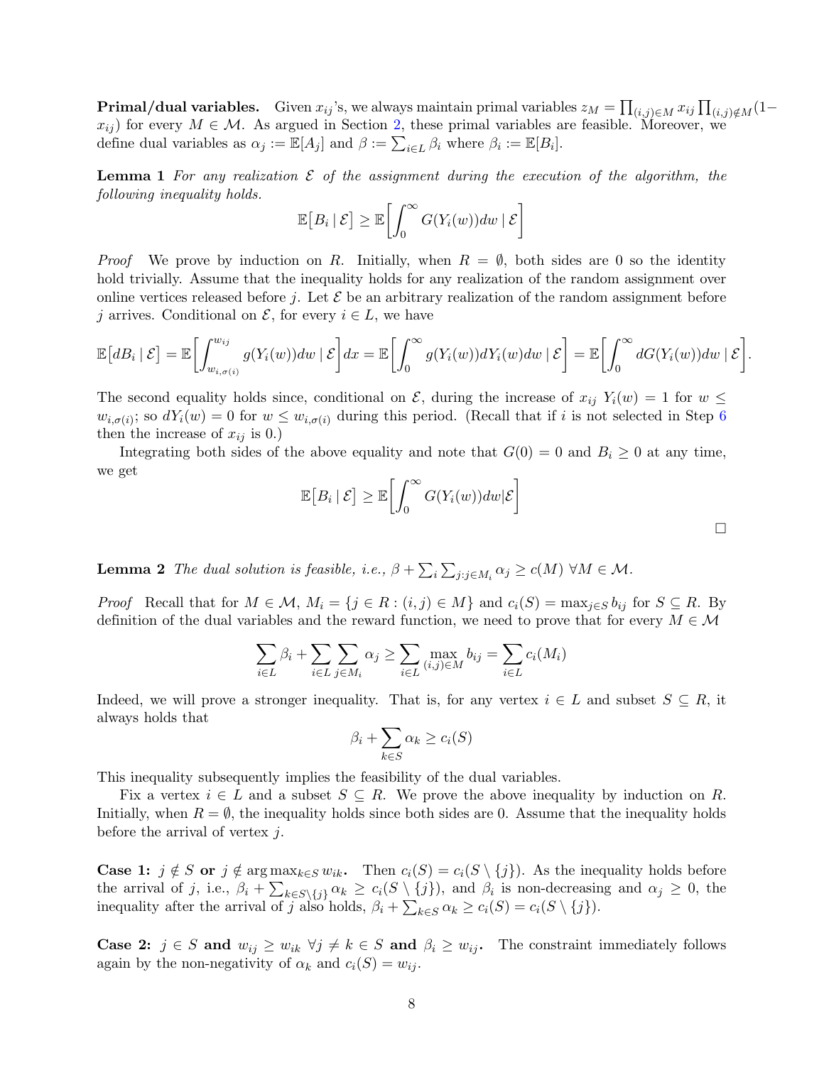**Primal/dual variables.** Given $x_{ij}$'s, we always maintain primal variables $z_M = \prod_{(i,j)\in M} x_{ij} \prod_{(i,j)\notin M}(1-x_{ij})$ for every $M \in \mathcal{M}$. As argued in Section 2, these primal variables are feasible. Moreover, we define dual variables as $\alpha_j := \mathbb{E}[A_j]$ and $\beta := \sum_{i\in L} \beta_i$ where $\beta_i := \mathbb{E}[B_i]$.

**Lemma 1** *For any realization $\mathcal{E}$ of the assignment during the execution of the algorithm, the following inequality holds.*

$$\mathbb{E}\big[B_i \mid \mathcal{E}\big] \geq \mathbb{E}\bigg[\int_0^\infty G(Y_i(w))dw \mid \mathcal{E}\bigg]$$

*Proof* We prove by induction on $R$. Initially, when $R = \emptyset$, both sides are 0 so the identity hold trivially. Assume that the inequality holds for any realization of the random assignment over online vertices released before $j$. Let $\mathcal{E}$ be an arbitrary realization of the random assignment before $j$ arrives. Conditional on $\mathcal{E}$, for every $i \in L$, we have

$$\mathbb{E}\big[dB_i \mid \mathcal{E}\big] = \mathbb{E}\bigg[\int_{w_{i,\sigma(i)}}^{w_{ij}} g(Y_i(w))dw \mid \mathcal{E}\bigg]dx = \mathbb{E}\bigg[\int_0^\infty g(Y_i(w))dY_i(w)dw \mid \mathcal{E}\bigg] = \mathbb{E}\bigg[\int_0^\infty dG(Y_i(w))dw \mid \mathcal{E}\bigg].$$

The second equality holds since, conditional on $\mathcal{E}$, during the increase of $x_{ij}$ $Y_i(w) = 1$ for $w \leq w_{i,\sigma(i)}$; so $dY_i(w) = 0$ for $w \leq w_{i,\sigma(i)}$ during this period. (Recall that if $i$ is not selected in Step 6 then the increase of $x_{ij}$ is 0.)

Integrating both sides of the above equality and note that $G(0) = 0$ and $B_i \geq 0$ at any time, we get

$$\mathbb{E}\big[B_i \mid \mathcal{E}\big] \geq \mathbb{E}\bigg[\int_0^\infty G(Y_i(w))dw|\mathcal{E}\bigg]$$

□

**Lemma 2** *The dual solution is feasible, i.e., $\beta + \sum_i \sum_{j:j\in M_i} \alpha_j \geq c(M)$ $\forall M \in \mathcal{M}$.*

*Proof* Recall that for $M \in \mathcal{M}$, $M_i = \{j \in R : (i,j) \in M\}$ and $c_i(S) = \max_{j\in S} b_{ij}$ for $S \subseteq R$. By definition of the dual variables and the reward function, we need to prove that for every $M \in \mathcal{M}$

$$\sum_{i\in L} \beta_i + \sum_{i\in L}\sum_{j\in M_i} \alpha_j \geq \sum_{i\in L} \max_{(i,j)\in M} b_{ij} = \sum_{i\in L} c_i(M_i)$$

Indeed, we will prove a stronger inequality. That is, for any vertex $i \in L$ and subset $S \subseteq R$, it always holds that

$$\beta_i + \sum_{k\in S} \alpha_k \geq c_i(S)$$

This inequality subsequently implies the feasibility of the dual variables.

Fix a vertex $i \in L$ and a subset $S \subseteq R$. We prove the above inequality by induction on $R$. Initially, when $R = \emptyset$, the inequality holds since both sides are 0. Assume that the inequality holds before the arrival of vertex $j$.

**Case 1: $j \notin S$ or $j \notin \arg\max_{k\in S} w_{ik}$.** Then $c_i(S) = c_i(S \setminus \{j\})$. As the inequality holds before the arrival of $j$, i.e., $\beta_i + \sum_{k\in S\setminus\{j\}} \alpha_k \geq c_i(S \setminus \{j\})$, and $\beta_i$ is non-decreasing and $\alpha_j \geq 0$, the inequality after the arrival of $j$ also holds, $\beta_i + \sum_{k\in S} \alpha_k \geq c_i(S) = c_i(S \setminus \{j\})$.

**Case 2: $j \in S$ and $w_{ij} \geq w_{ik}$ $\forall j \neq k \in S$ and $\beta_i \geq w_{ij}$.** The constraint immediately follows again by the non-negativity of $\alpha_k$ and $c_i(S) = w_{ij}$.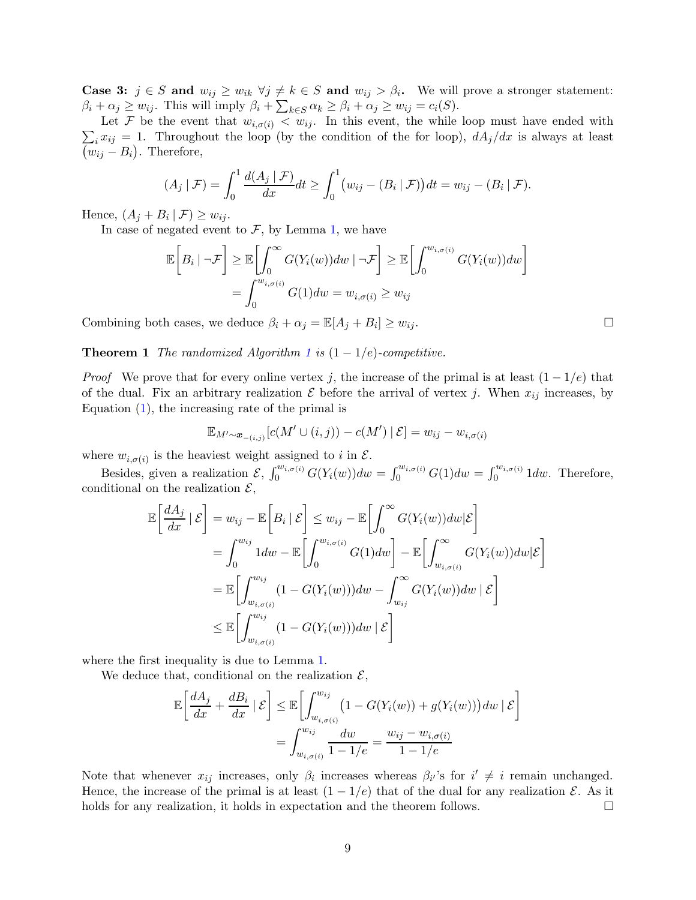**Case 3: $j \in S$ and $w_{ij} \geq w_{ik}$ $\forall j \neq k \in S$ and $w_{ij} > \beta_i$.** We will prove a stronger statement: $\beta_i + \alpha_j \geq w_{ij}$. This will imply $\beta_i + \sum_{k \in S} \alpha_k \geq \beta_i + \alpha_j \geq w_{ij} = c_i(S)$.

Let $\mathcal{F}$ be the event that $w_{i,\sigma(i)} < w_{ij}$. In this event, the while loop must have ended with $\sum_i x_{ij} = 1$. Throughout the loop (by the condition of the for loop), $dA_j/dx$ is always at least $(w_{ij} - B_i)$. Therefore,

$$(A_j \mid \mathcal{F}) = \int_0^1 \frac{d(A_j \mid \mathcal{F})}{dx} dt \geq \int_0^1 \big(w_{ij} - (B_i \mid \mathcal{F})\big) dt = w_{ij} - (B_i \mid \mathcal{F}).$$

Hence, $(A_j + B_i \mid \mathcal{F}) \geq w_{ij}$.

In case of negated event to $\mathcal{F}$, by Lemma 1, we have

$$\begin{aligned}
\mathbb{E}\bigg[B_i \mid \neg\mathcal{F}\bigg] &\geq \mathbb{E}\bigg[\int_0^\infty G(Y_i(w))dw \mid \neg\mathcal{F}\bigg] \geq \mathbb{E}\bigg[\int_0^{w_{i,\sigma(i)}} G(Y_i(w))dw\bigg] \\
&= \int_0^{w_{i,\sigma(i)}} G(1)dw = w_{i,\sigma(i)} \geq w_{ij}
\end{aligned}$$

Combining both cases, we deduce $\beta_i + \alpha_j = \mathbb{E}[A_j + B_i] \geq w_{ij}$. □

**Theorem 1** *The randomized Algorithm 1 is $(1 - 1/e)$-competitive.*

*Proof* We prove that for every online vertex $j$, the increase of the primal is at least $(1 - 1/e)$ that of the dual. Fix an arbitrary realization $\mathcal{E}$ before the arrival of vertex $j$. When $x_{ij}$ increases, by Equation (1), the increasing rate of the primal is

$$\mathbb{E}_{M' \sim \boldsymbol{x}_{-(i,j)}}[c(M' \cup (i,j)) - c(M') \mid \mathcal{E}] = w_{ij} - w_{i,\sigma(i)}$$

where $w_{i,\sigma(i)}$ is the heaviest weight assigned to $i$ in $\mathcal{E}$.

Besides, given a realization $\mathcal{E}$, $\int_0^{w_{i,\sigma(i)}} G(Y_i(w))dw = \int_0^{w_{i,\sigma(i)}} G(1)dw = \int_0^{w_{i,\sigma(i)}} 1dw$. Therefore, conditional on the realization $\mathcal{E}$,

$$\begin{aligned}
\mathbb{E}\bigg[\frac{dA_j}{dx} \mid \mathcal{E}\bigg] &= w_{ij} - \mathbb{E}\bigg[B_i \mid \mathcal{E}\bigg] \leq w_{ij} - \mathbb{E}\bigg[\int_0^\infty G(Y_i(w))dw \vert \mathcal{E}\bigg] \\
&= \int_0^{w_{ij}} 1dw - \mathbb{E}\bigg[\int_0^{w_{i,\sigma(i)}} G(1)dw\bigg] - \mathbb{E}\bigg[\int_{w_{i,\sigma(i)}}^\infty G(Y_i(w))dw \vert \mathcal{E}\bigg] \\
&= \mathbb{E}\bigg[\int_{w_{i,\sigma(i)}}^{w_{ij}} (1 - G(Y_i(w)))dw - \int_{w_{ij}}^\infty G(Y_i(w))dw \mid \mathcal{E}\bigg] \\
&\leq \mathbb{E}\bigg[\int_{w_{i,\sigma(i)}}^{w_{ij}} (1 - G(Y_i(w)))dw \mid \mathcal{E}\bigg]
\end{aligned}$$

where the first inequality is due to Lemma 1.

We deduce that, conditional on the realization $\mathcal{E}$,

$$\begin{aligned}
\mathbb{E}\bigg[\frac{dA_j}{dx} + \frac{dB_i}{dx} \mid \mathcal{E}\bigg] &\leq \mathbb{E}\bigg[\int_{w_{i,\sigma(i)}}^{w_{ij}} \big(1 - G(Y_i(w)) + g(Y_i(w))\big) dw \mid \mathcal{E}\bigg] \\
&= \int_{w_{i,\sigma(i)}}^{w_{ij}} \frac{dw}{1 - 1/e} = \frac{w_{ij} - w_{i,\sigma(i)}}{1 - 1/e}
\end{aligned}$$

Note that whenever $x_{ij}$ increases, only $\beta_i$ increases whereas $\beta_{i'}$'s for $i' \neq i$ remain unchanged. Hence, the increase of the primal is at least $(1 - 1/e)$ that of the dual for any realization $\mathcal{E}$. As it holds for any realization, it holds in expectation and the theorem follows. □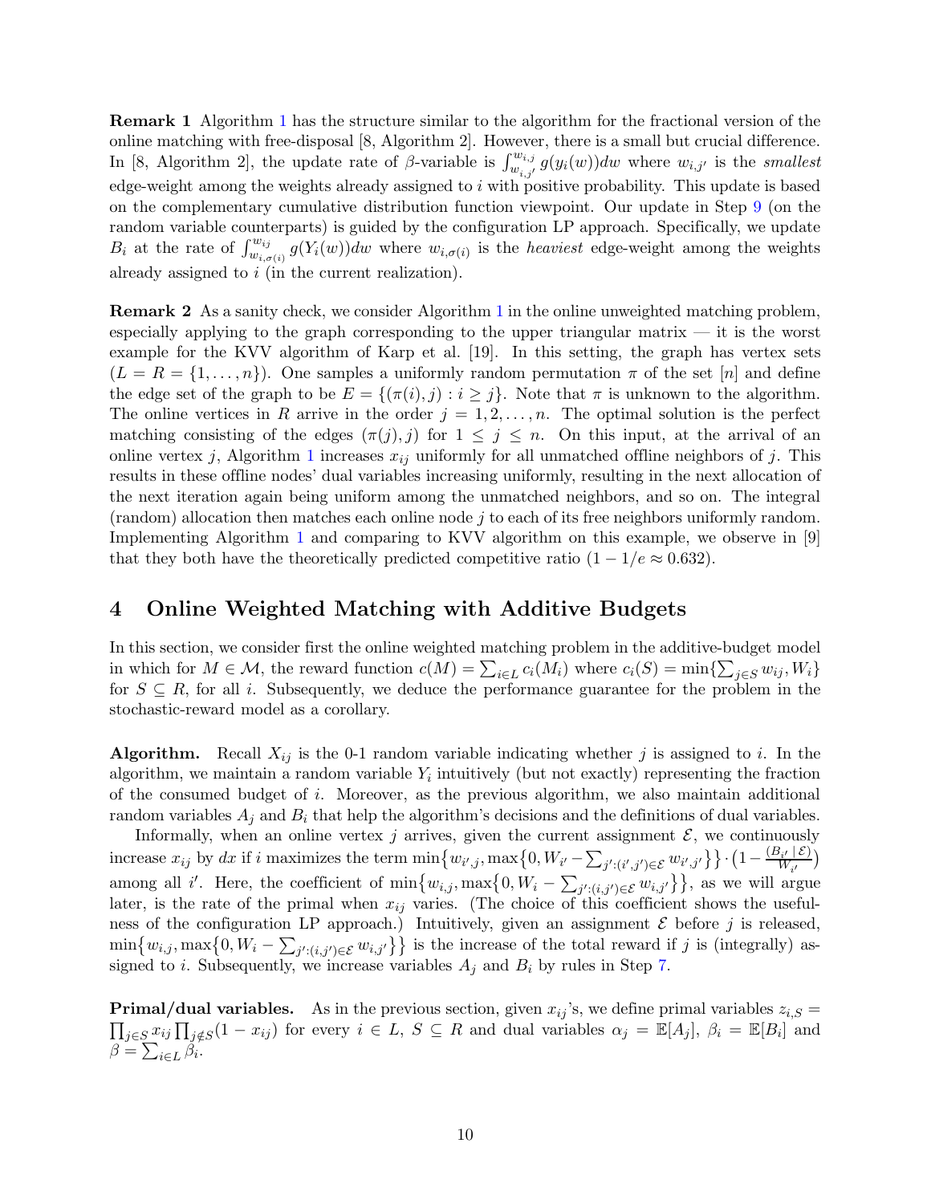**Remark 1** Algorithm 1 has the structure similar to the algorithm for the fractional version of the online matching with free-disposal [8, Algorithm 2]. However, there is a small but crucial difference. In [8, Algorithm 2], the update rate of $\beta$-variable is $\int_{w_{i,j'}}^{w_{i,j}} g(y_i(w))dw$ where $w_{i,j'}$ is the *smallest* edge-weight among the weights already assigned to $i$ with positive probability. This update is based on the complementary cumulative distribution function viewpoint. Our update in Step 9 (on the random variable counterparts) is guided by the configuration LP approach. Specifically, we update $B_i$ at the rate of $\int_{w_{i,\sigma(i)}}^{w_{ij}} g(Y_i(w))dw$ where $w_{i,\sigma(i)}$ is the *heaviest* edge-weight among the weights already assigned to $i$ (in the current realization).

**Remark 2** As a sanity check, we consider Algorithm 1 in the online unweighted matching problem, especially applying to the graph corresponding to the upper triangular matrix — it is the worst example for the KVV algorithm of Karp et al. [19]. In this setting, the graph has vertex sets $(L = R = \{1, \dots, n\})$. One samples a uniformly random permutation $\pi$ of the set $[n]$ and define the edge set of the graph to be $E = \{(\pi(i), j) : i \geq j\}$. Note that $\pi$ is unknown to the algorithm. The online vertices in $R$ arrive in the order $j = 1, 2, \dots, n$. The optimal solution is the perfect matching consisting of the edges $(\pi(j), j)$ for $1 \leq j \leq n$. On this input, at the arrival of an online vertex $j$, Algorithm 1 increases $x_{ij}$ uniformly for all unmatched offline neighbors of $j$. This results in these offline nodes' dual variables increasing uniformly, resulting in the next allocation of the next iteration again being uniform among the unmatched neighbors, and so on. The integral (random) allocation then matches each online node $j$ to each of its free neighbors uniformly random. Implementing Algorithm 1 and comparing to KVV algorithm on this example, we observe in [9] that they both have the theoretically predicted competitive ratio $(1 - 1/e \approx 0.632)$.

# 4 Online Weighted Matching with Additive Budgets

In this section, we consider first the online weighted matching problem in the additive-budget model in which for $M \in \mathcal{M}$, the reward function $c(M) = \sum_{i \in L} c_i(M_i)$ where $c_i(S) = \min\{\sum_{j \in S} w_{ij}, W_i\}$ for $S \subseteq R$, for all $i$. Subsequently, we deduce the performance guarantee for the problem in the stochastic-reward model as a corollary.

**Algorithm.** Recall $X_{ij}$ is the 0-1 random variable indicating whether $j$ is assigned to $i$. In the algorithm, we maintain a random variable $Y_i$ intuitively (but not exactly) representing the fraction of the consumed budget of $i$. Moreover, as the previous algorithm, we also maintain additional random variables $A_j$ and $B_i$ that help the algorithm's decisions and the definitions of dual variables.

Informally, when an online vertex $j$ arrives, given the current assignment $\mathcal{E}$, we continuously increase $x_{ij}$ by $dx$ if $i$ maximizes the term $\min\{w_{i',j}, \max\{0, W_{i'} - \sum_{j':(i',j') \in \mathcal{E}} w_{i',j'}\}\} \cdot \left(1 - \frac{(B_{i'} \mid \mathcal{E})}{W_{i'}}\right)$ among all $i'$. Here, the coefficient of $\min\{w_{i,j}, \max\{0, W_i - \sum_{j':(i,j') \in \mathcal{E}} w_{i,j'}\}\}$, as we will argue later, is the rate of the primal when $x_{ij}$ varies. (The choice of this coefficient shows the usefulness of the configuration LP approach.) Intuitively, given an assignment $\mathcal{E}$ before $j$ is released, $\min\{w_{i,j}, \max\{0, W_i - \sum_{j':(i,j') \in \mathcal{E}} w_{i,j'}\}\}$ is the increase of the total reward if $j$ is (integrally) assigned to $i$. Subsequently, we increase variables $A_j$ and $B_i$ by rules in Step 7.

**Primal/dual variables.** As in the previous section, given $x_{ij}$'s, we define primal variables $z_{i,S} = \prod_{j \in S} x_{ij} \prod_{j \notin S}(1 - x_{ij})$ for every $i \in L$, $S \subseteq R$ and dual variables $\alpha_j = \mathbb{E}[A_j]$, $\beta_i = \mathbb{E}[B_i]$ and $\beta = \sum_{i \in L} \beta_i$.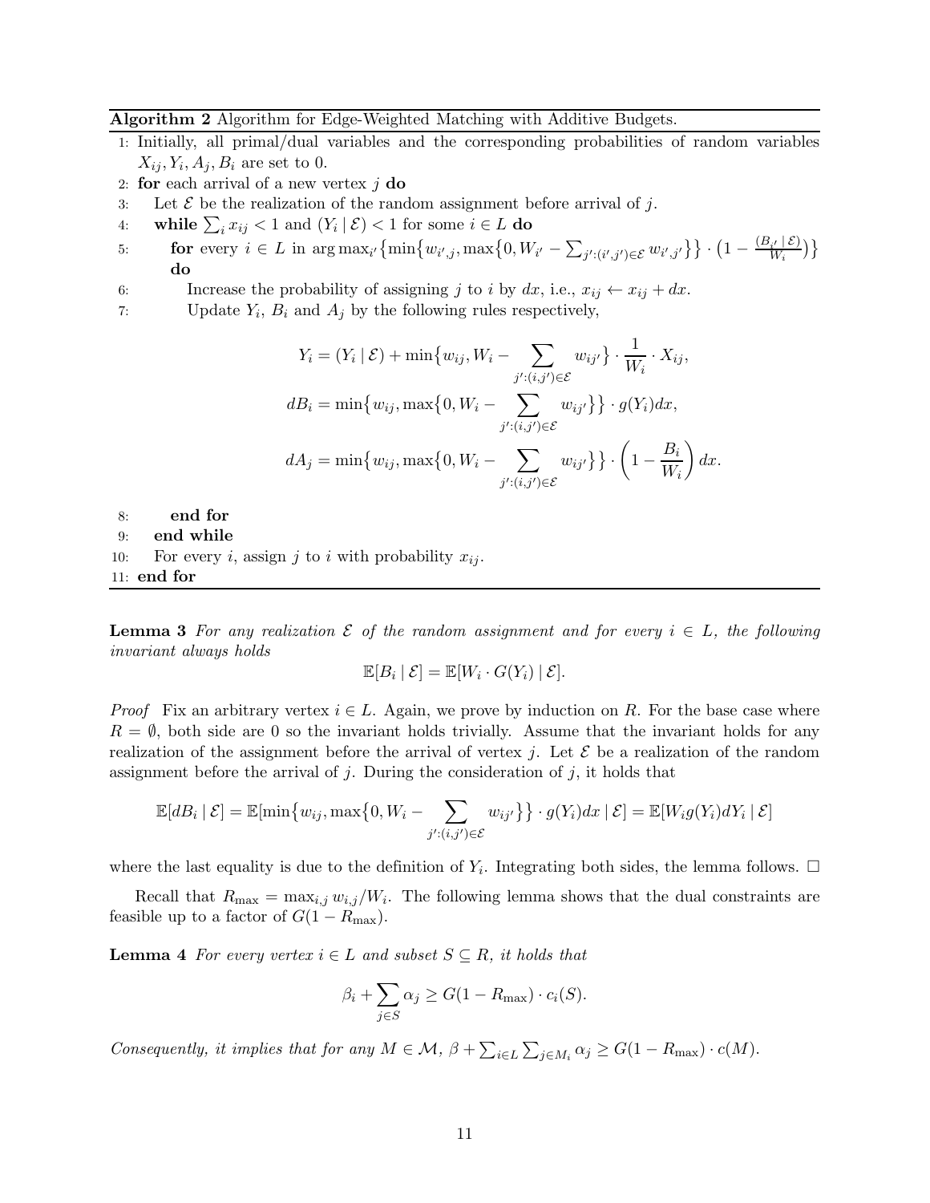**Algorithm 2** Algorithm for Edge-Weighted Matching with Additive Budgets.

```
1: Initially, all primal/dual variables and the corresponding probabilities of random variables
   X_ij, Y_i, A_j, B_i are set to 0.
2: for each arrival of a new vertex j do
3:    Let E be the realization of the random assignment before arrival of j.
4:    while sum_i x_ij < 1 and (Y_i | E) < 1 for some i in L do
5:       for every i in L in argmax_{i'} { min{ w_{i',j}, max{0, W_{i'} - sum_{j':(i',j') in E} w_{i',j'} } } * (1 - (B_{i'} | E)/W_i) }
         do
6:          Increase the probability of assigning j to i by dx, i.e., x_ij <- x_ij + dx.
7:          Update Y_i, B_i and A_j by the following rules respectively,
8:       end for
9:    end while
10:   For every i, assign j to i with probability x_ij.
11: end for
```

Line 5: for every $i \in L$ in $\arg\max_{i'}\big\{\min\{w_{i',j}, \max\{0, W_{i'} - \sum_{j':(i',j')\in\mathcal{E}} w_{i',j'}\}\} \cdot \big(1 - \frac{(B_{i'} \mid \mathcal{E})}{W_i}\big)\big\}$ do

Line 7 update rules:

$$Y_i = (Y_i \mid \mathcal{E}) + \min\{w_{ij}, W_i - \sum_{j':(i,j')\in\mathcal{E}} w_{ij'}\} \cdot \frac{1}{W_i} \cdot X_{ij},$$

$$dB_i = \min\{w_{ij}, \max\{0, W_i - \sum_{j':(i,j')\in\mathcal{E}} w_{ij'}\}\} \cdot g(Y_i)dx,$$

$$dA_j = \min\{w_{ij}, \max\{0, W_i - \sum_{j':(i,j')\in\mathcal{E}} w_{ij'}\}\} \cdot \left(1 - \frac{B_i}{W_i}\right)dx.$$

**Lemma 3** *For any realization $\mathcal{E}$ of the random assignment and for every $i \in L$, the following invariant always holds*

$$\mathbb{E}[B_i \mid \mathcal{E}] = \mathbb{E}[W_i \cdot G(Y_i) \mid \mathcal{E}].$$

*Proof* Fix an arbitrary vertex $i \in L$. Again, we prove by induction on $R$. For the base case where $R = \emptyset$, both side are 0 so the invariant holds trivially. Assume that the invariant holds for any realization of the assignment before the arrival of vertex $j$. Let $\mathcal{E}$ be a realization of the random assignment before the arrival of $j$. During the consideration of $j$, it holds that

$$\mathbb{E}[dB_i \mid \mathcal{E}] = \mathbb{E}[\min\{w_{ij}, \max\{0, W_i - \sum_{j':(i,j')\in\mathcal{E}} w_{ij'}\}\} \cdot g(Y_i)dx \mid \mathcal{E}] = \mathbb{E}[W_i g(Y_i)dY_i \mid \mathcal{E}]$$

where the last equality is due to the definition of $Y_i$. Integrating both sides, the lemma follows. □

Recall that $R_{\max} = \max_{i,j} w_{i,j}/W_i$. The following lemma shows that the dual constraints are feasible up to a factor of $G(1 - R_{\max})$.

**Lemma 4** *For every vertex $i \in L$ and subset $S \subseteq R$, it holds that*

$$\beta_i + \sum_{j\in S} \alpha_j \geq G(1 - R_{\max}) \cdot c_i(S).$$

*Consequently, it implies that for any $M \in \mathcal{M}$, $\beta + \sum_{i\in L}\sum_{j\in M_i} \alpha_j \geq G(1 - R_{\max}) \cdot c(M)$.*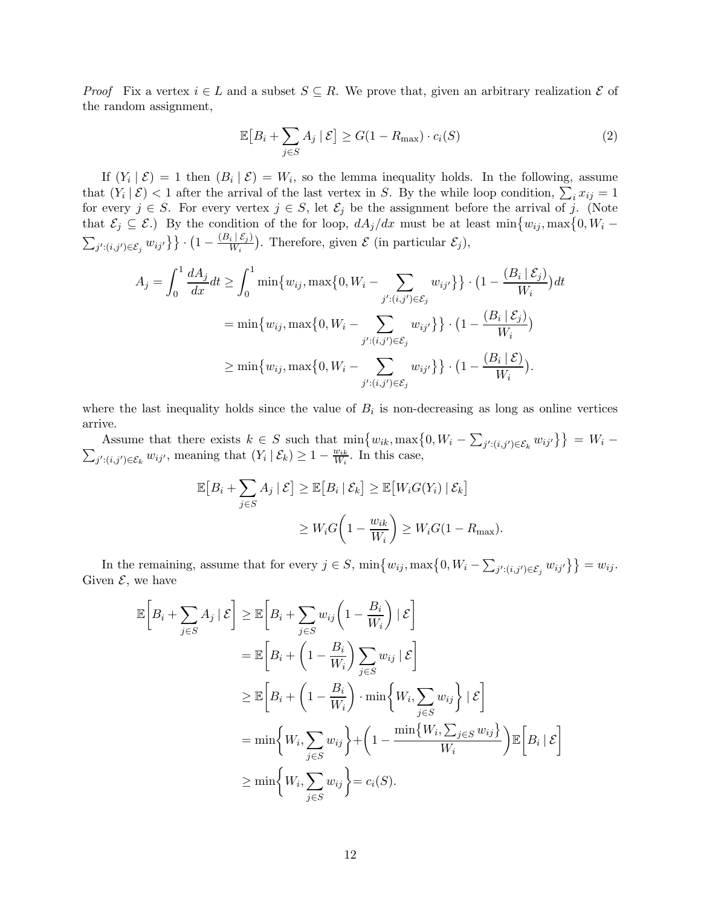*Proof* Fix a vertex $i \in L$ and a subset $S \subseteq R$. We prove that, given an arbitrary realization $\mathcal{E}$ of the random assignment,

$$\mathbb{E}\big[B_i + \sum_{j \in S} A_j \mid \mathcal{E}\big] \geq G(1 - R_{\max}) \cdot c_i(S) \tag{2}$$

If $(Y_i \mid \mathcal{E}) = 1$ then $(B_i \mid \mathcal{E}) = W_i$, so the lemma inequality holds. In the following, assume that $(Y_i \mid \mathcal{E}) < 1$ after the arrival of the last vertex in $S$. By the while loop condition, $\sum_i x_{ij} = 1$ for every $j \in S$. For every vertex $j \in S$, let $\mathcal{E}_j$ be the assignment before the arrival of $j$. (Note that $\mathcal{E}_j \subseteq \mathcal{E}$.) By the condition of the for loop, $dA_j/dx$ must be at least $\min\{w_{ij}, \max\{0, W_i - \sum_{j':(i,j') \in \mathcal{E}_j} w_{ij'}\}\} \cdot \big(1 - \frac{(B_i \mid \mathcal{E}_j)}{W_i}\big)$. Therefore, given $\mathcal{E}$ (in particular $\mathcal{E}_j$),

$$\begin{aligned}
A_j = \int_0^1 \frac{dA_j}{dx} dt &\geq \int_0^1 \min\{w_{ij}, \max\{0, W_i - \sum_{j':(i,j') \in \mathcal{E}_j} w_{ij'}\}\} \cdot \big(1 - \frac{(B_i \mid \mathcal{E}_j)}{W_i}\big) dt \\
&= \min\{w_{ij}, \max\{0, W_i - \sum_{j':(i,j') \in \mathcal{E}_j} w_{ij'}\}\} \cdot \big(1 - \frac{(B_i \mid \mathcal{E}_j)}{W_i}\big) \\
&\geq \min\{w_{ij}, \max\{0, W_i - \sum_{j':(i,j') \in \mathcal{E}_j} w_{ij'}\}\} \cdot \big(1 - \frac{(B_i \mid \mathcal{E})}{W_i}\big).
\end{aligned}$$

where the last inequality holds since the value of $B_i$ is non-decreasing as long as online vertices arrive.

Assume that there exists $k \in S$ such that $\min\{w_{ik}, \max\{0, W_i - \sum_{j':(i,j') \in \mathcal{E}_k} w_{ij'}\}\} = W_i - \sum_{j':(i,j') \in \mathcal{E}_k} w_{ij'}$, meaning that $(Y_i \mid \mathcal{E}_k) \geq 1 - \frac{w_{ik}}{W_i}$. In this case,

$$\begin{aligned}
\mathbb{E}\big[B_i + \sum_{j \in S} A_j \mid \mathcal{E}\big] \geq \mathbb{E}\big[B_i \mid \mathcal{E}_k\big] &\geq \mathbb{E}\big[W_i G(Y_i) \mid \mathcal{E}_k\big] \\
&\geq W_i G\bigg(1 - \frac{w_{ik}}{W_i}\bigg) \geq W_i G(1 - R_{\max}).
\end{aligned}$$

In the remaining, assume that for every $j \in S$, $\min\{w_{ij}, \max\{0, W_i - \sum_{j':(i,j') \in \mathcal{E}_j} w_{ij'}\}\} = w_{ij}$. Given $\mathcal{E}$, we have

$$\begin{aligned}
\mathbb{E}\bigg[B_i + \sum_{j \in S} A_j \mid \mathcal{E}\bigg] &\geq \mathbb{E}\bigg[B_i + \sum_{j \in S} w_{ij}\bigg(1 - \frac{B_i}{W_i}\bigg) \mid \mathcal{E}\bigg] \\
&= \mathbb{E}\bigg[B_i + \bigg(1 - \frac{B_i}{W_i}\bigg) \sum_{j \in S} w_{ij} \mid \mathcal{E}\bigg] \\
&\geq \mathbb{E}\bigg[B_i + \bigg(1 - \frac{B_i}{W_i}\bigg) \cdot \min\bigg\{W_i, \sum_{j \in S} w_{ij}\bigg\} \mid \mathcal{E}\bigg] \\
&= \min\bigg\{W_i, \sum_{j \in S} w_{ij}\bigg\} + \bigg(1 - \frac{\min\{W_i, \sum_{j \in S} w_{ij}\}}{W_i}\bigg) \mathbb{E}\bigg[B_i \mid \mathcal{E}\bigg] \\
&\geq \min\bigg\{W_i, \sum_{j \in S} w_{ij}\bigg\} = c_i(S).
\end{aligned}$$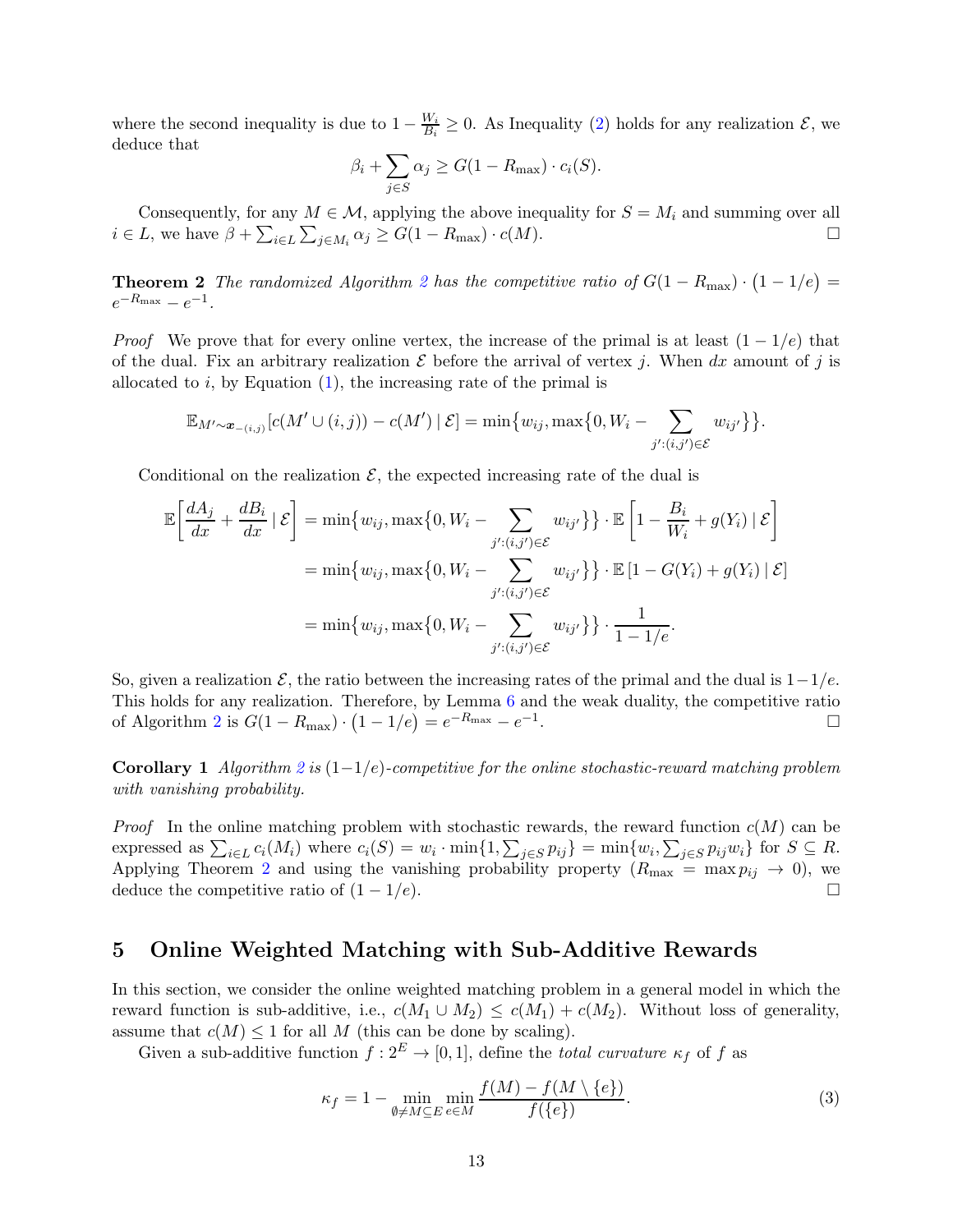where the second inequality is due to $1 - \frac{W_i}{B_i} \geq 0$. As Inequality (2) holds for any realization $\mathcal{E}$, we deduce that

$$\beta_i + \sum_{j \in S} \alpha_j \geq G(1 - R_{\max}) \cdot c_i(S).$$

Consequently, for any $M \in \mathcal{M}$, applying the above inequality for $S = M_i$ and summing over all $i \in L$, we have $\beta + \sum_{i \in L} \sum_{j \in M_i} \alpha_j \geq G(1 - R_{\max}) \cdot c(M)$. □

**Theorem 2** *The randomized Algorithm 2 has the competitive ratio of* $G(1 - R_{\max}) \cdot \big(1 - 1/e\big) = e^{-R_{\max}} - e^{-1}$.

*Proof* We prove that for every online vertex, the increase of the primal is at least $(1 - 1/e)$ that of the dual. Fix an arbitrary realization $\mathcal{E}$ before the arrival of vertex $j$. When $dx$ amount of $j$ is allocated to $i$, by Equation (1), the increasing rate of the primal is

$$\mathbb{E}_{M' \sim \boldsymbol{x}_{-(i,j)}}[c(M' \cup (i,j)) - c(M') \mid \mathcal{E}] = \min\big\{w_{ij}, \max\big\{0, W_i - \sum_{j' : (i,j') \in \mathcal{E}} w_{ij'}\big\}\big\}.$$

Conditional on the realization $\mathcal{E}$, the expected increasing rate of the dual is

$$\begin{aligned}
\mathbb{E}\left[\frac{dA_j}{dx} + \frac{dB_i}{dx} \mid \mathcal{E}\right] &= \min\big\{w_{ij}, \max\big\{0, W_i - \sum_{j' : (i,j') \in \mathcal{E}} w_{ij'}\big\}\big\} \cdot \mathbb{E}\left[1 - \frac{B_i}{W_i} + g(Y_i) \mid \mathcal{E}\right] \\
&= \min\big\{w_{ij}, \max\big\{0, W_i - \sum_{j' : (i,j') \in \mathcal{E}} w_{ij'}\big\}\big\} \cdot \mathbb{E}\left[1 - G(Y_i) + g(Y_i) \mid \mathcal{E}\right] \\
&= \min\big\{w_{ij}, \max\big\{0, W_i - \sum_{j' : (i,j') \in \mathcal{E}} w_{ij'}\big\}\big\} \cdot \frac{1}{1 - 1/e}.
\end{aligned}$$

So, given a realization $\mathcal{E}$, the ratio between the increasing rates of the primal and the dual is $1 - 1/e$. This holds for any realization. Therefore, by Lemma 6 and the weak duality, the competitive ratio of Algorithm 2 is $G(1 - R_{\max}) \cdot \big(1 - 1/e\big) = e^{-R_{\max}} - e^{-1}$. □

**Corollary 1** *Algorithm 2 is* $(1 - 1/e)$*-competitive for the online stochastic-reward matching problem with vanishing probability.*

*Proof* In the online matching problem with stochastic rewards, the reward function $c(M)$ can be expressed as $\sum_{i \in L} c_i(M_i)$ where $c_i(S) = w_i \cdot \min\{1, \sum_{j \in S} p_{ij}\} = \min\{w_i, \sum_{j \in S} p_{ij} w_i\}$ for $S \subseteq R$. Applying Theorem 2 and using the vanishing probability property ($R_{\max} = \max p_{ij} \to 0$), we deduce the competitive ratio of $(1 - 1/e)$. □

## 5 Online Weighted Matching with Sub-Additive Rewards

In this section, we consider the online weighted matching problem in a general model in which the reward function is sub-additive, i.e., $c(M_1 \cup M_2) \leq c(M_1) + c(M_2)$. Without loss of generality, assume that $c(M) \leq 1$ for all $M$ (this can be done by scaling).

Given a sub-additive function $f : 2^E \to [0, 1]$, define the *total curvature* $\kappa_f$ of $f$ as

$$\kappa_f = 1 - \min_{\emptyset \neq M \subseteq E} \min_{e \in M} \frac{f(M) - f(M \setminus \{e\})}{f(\{e\})}. \tag{3}$$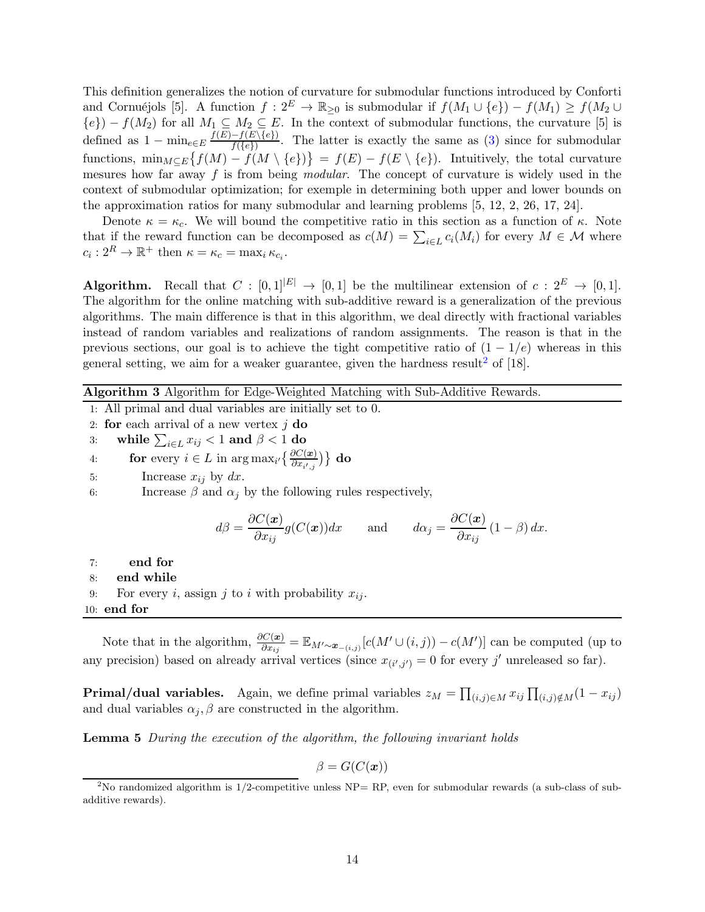This definition generalizes the notion of curvature for submodular functions introduced by Conforti and Cornuéjols [5]. A function $f : 2^E \to \mathbb{R}_{\geq 0}$ is submodular if $f(M_1 \cup \{e\}) - f(M_1) \geq f(M_2 \cup \{e\}) - f(M_2)$ for all $M_1 \subseteq M_2 \subseteq E$. In the context of submodular functions, the curvature [5] is defined as $1 - \min_{e \in E} \frac{f(E) - f(E \setminus \{e\})}{f(\{e\})}$. The latter is exactly the same as (3) since for submodular functions, $\min_{M \subseteq E}\{f(M) - f(M \setminus \{e\})\} = f(E) - f(E \setminus \{e\})$. Intuitively, the total curvature mesures how far away $f$ is from being *modular*. The concept of curvature is widely used in the context of submodular optimization; for exemple in determining both upper and lower bounds on the approximation ratios for many submodular and learning problems [5, 12, 2, 26, 17, 24].

Denote $\kappa = \kappa_c$. We will bound the competitive ratio in this section as a function of $\kappa$. Note that if the reward function can be decomposed as $c(M) = \sum_{i \in L} c_i(M_i)$ for every $M \in \mathcal{M}$ where $c_i : 2^R \to \mathbb{R}^+$ then $\kappa = \kappa_c = \max_i \kappa_{c_i}$.

**Algorithm.** Recall that $C : [0,1]^{|E|} \to [0,1]$ be the multilinear extension of $c : 2^E \to [0,1]$. The algorithm for the online matching with sub-additive reward is a generalization of the previous algorithms. The main difference is that in this algorithm, we deal directly with fractional variables instead of random variables and realizations of random assignments. The reason is that in the previous sections, our goal is to achieve the tight competitive ratio of $(1 - 1/e)$ whereas in this general setting, we aim for a weaker guarantee, given the hardness result[2] of [18].

**Algorithm 3** Algorithm for Edge-Weighted Matching with Sub-Additive Rewards.

1: All primal and dual variables are initially set to 0.
2: **for** each arrival of a new vertex $j$ **do**
3: &nbsp;&nbsp;&nbsp;&nbsp;**while** $\sum_{i \in L} x_{ij} < 1$ **and** $\beta < 1$ **do**
4: &nbsp;&nbsp;&nbsp;&nbsp;&nbsp;&nbsp;&nbsp;&nbsp;**for** every $i \in L$ in $\arg\max_{i'}\left\{\frac{\partial C(\boldsymbol{x})}{\partial x_{i',j}}\right\}$ **do**
5: &nbsp;&nbsp;&nbsp;&nbsp;&nbsp;&nbsp;&nbsp;&nbsp;&nbsp;&nbsp;&nbsp;&nbsp;Increase $x_{ij}$ by $dx$.
6: &nbsp;&nbsp;&nbsp;&nbsp;&nbsp;&nbsp;&nbsp;&nbsp;&nbsp;&nbsp;&nbsp;&nbsp;Increase $\beta$ and $\alpha_j$ by the following rules respectively,

$$d\beta = \frac{\partial C(\boldsymbol{x})}{\partial x_{ij}} g(C(\boldsymbol{x}))dx \qquad \text{and} \qquad d\alpha_j = \frac{\partial C(\boldsymbol{x})}{\partial x_{ij}}(1-\beta)\,dx.$$

7: &nbsp;&nbsp;&nbsp;&nbsp;&nbsp;&nbsp;&nbsp;&nbsp;**end for**
8: &nbsp;&nbsp;&nbsp;&nbsp;**end while**
9: &nbsp;&nbsp;&nbsp;&nbsp;For every $i$, assign $j$ to $i$ with probability $x_{ij}$.
10: **end for**

Note that in the algorithm, $\frac{\partial C(\boldsymbol{x})}{\partial x_{ij}} = \mathbb{E}_{M' \sim \boldsymbol{x}_{-(i,j)}}[c(M' \cup (i,j)) - c(M')]$ can be computed (up to any precision) based on already arrival vertices (since $x_{(i',j')} = 0$ for every $j'$ unreleased so far).

**Primal/dual variables.** Again, we define primal variables $z_M = \prod_{(i,j) \in M} x_{ij} \prod_{(i,j) \notin M}(1 - x_{ij})$ and dual variables $\alpha_j, \beta$ are constructed in the algorithm.

**Lemma 5** *During the execution of the algorithm, the following invariant holds*

$$\beta = G(C(\boldsymbol{x}))$$

[2] No randomized algorithm is 1/2-competitive unless NP= RP, even for submodular rewards (a sub-class of sub-additive rewards).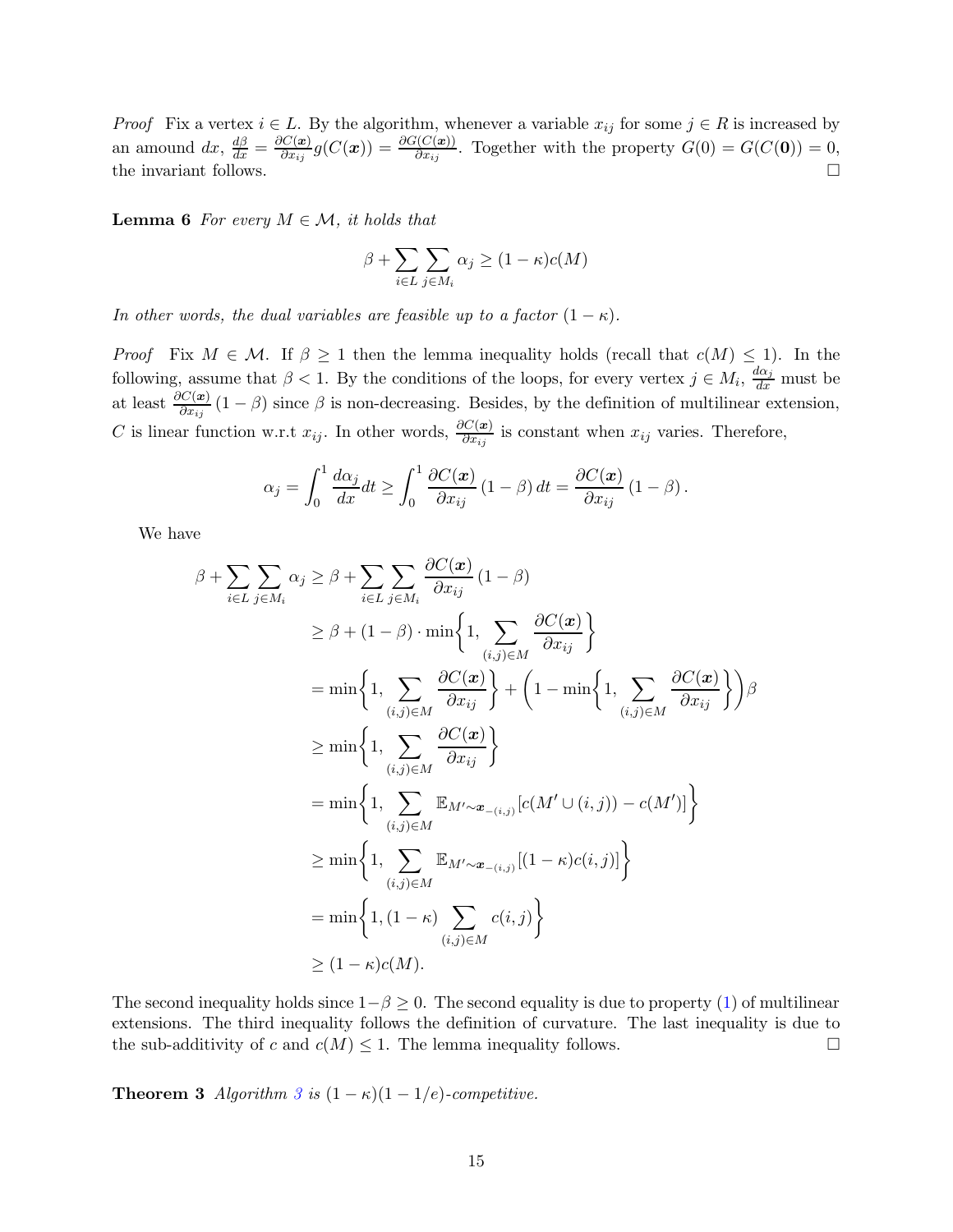*Proof* Fix a vertex $i \in L$. By the algorithm, whenever a variable $x_{ij}$ for some $j \in R$ is increased by an amound $dx$, $\frac{d\beta}{dx} = \frac{\partial C(\boldsymbol{x})}{\partial x_{ij}} g(C(\boldsymbol{x})) = \frac{\partial G(C(\boldsymbol{x}))}{\partial x_{ij}}$. Together with the property $G(0) = G(C(\mathbf{0})) = 0$, the invariant follows. □

**Lemma 6** *For every $M \in \mathcal{M}$, it holds that*

$$\beta + \sum_{i \in L} \sum_{j \in M_i} \alpha_j \geq (1 - \kappa) c(M)$$

*In other words, the dual variables are feasible up to a factor $(1 - \kappa)$.*

*Proof* Fix $M \in \mathcal{M}$. If $\beta \geq 1$ then the lemma inequality holds (recall that $c(M) \leq 1$). In the following, assume that $\beta < 1$. By the conditions of the loops, for every vertex $j \in M_i$, $\frac{d\alpha_j}{dx}$ must be at least $\frac{\partial C(\boldsymbol{x})}{\partial x_{ij}} (1 - \beta)$ since $\beta$ is non-decreasing. Besides, by the definition of multilinear extension, $C$ is linear function w.r.t $x_{ij}$. In other words, $\frac{\partial C(\boldsymbol{x})}{\partial x_{ij}}$ is constant when $x_{ij}$ varies. Therefore,

$$\alpha_j = \int_0^1 \frac{d\alpha_j}{dx} dt \geq \int_0^1 \frac{\partial C(\boldsymbol{x})}{\partial x_{ij}} (1 - \beta) \, dt = \frac{\partial C(\boldsymbol{x})}{\partial x_{ij}} (1 - \beta) \, .$$

We have

$$\begin{aligned}
\beta + \sum_{i \in L} \sum_{j \in M_i} \alpha_j &\geq \beta + \sum_{i \in L} \sum_{j \in M_i} \frac{\partial C(\boldsymbol{x})}{\partial x_{ij}} (1 - \beta) \\
&\geq \beta + (1 - \beta) \cdot \min\left\{1, \sum_{(i,j) \in M} \frac{\partial C(\boldsymbol{x})}{\partial x_{ij}}\right\} \\
&= \min\left\{1, \sum_{(i,j) \in M} \frac{\partial C(\boldsymbol{x})}{\partial x_{ij}}\right\} + \left(1 - \min\left\{1, \sum_{(i,j) \in M} \frac{\partial C(\boldsymbol{x})}{\partial x_{ij}}\right\}\right) \beta \\
&\geq \min\left\{1, \sum_{(i,j) \in M} \frac{\partial C(\boldsymbol{x})}{\partial x_{ij}}\right\} \\
&= \min\left\{1, \sum_{(i,j) \in M} \mathbb{E}_{M' \sim \boldsymbol{x}_{-(i,j)}} [c(M' \cup (i,j)) - c(M')]\right\} \\
&\geq \min\left\{1, \sum_{(i,j) \in M} \mathbb{E}_{M' \sim \boldsymbol{x}_{-(i,j)}} [(1 - \kappa) c(i,j)]\right\} \\
&= \min\left\{1, (1 - \kappa) \sum_{(i,j) \in M} c(i,j)\right\} \\
&\geq (1 - \kappa) c(M).
\end{aligned}$$

The second inequality holds since $1 - \beta \geq 0$. The second equality is due to property (1) of multilinear extensions. The third inequality follows the definition of curvature. The last inequality is due to the sub-additivity of $c$ and $c(M) \leq 1$. The lemma inequality follows. □

**Theorem 3** *Algorithm 3 is $(1 - \kappa)(1 - 1/e)$-competitive.*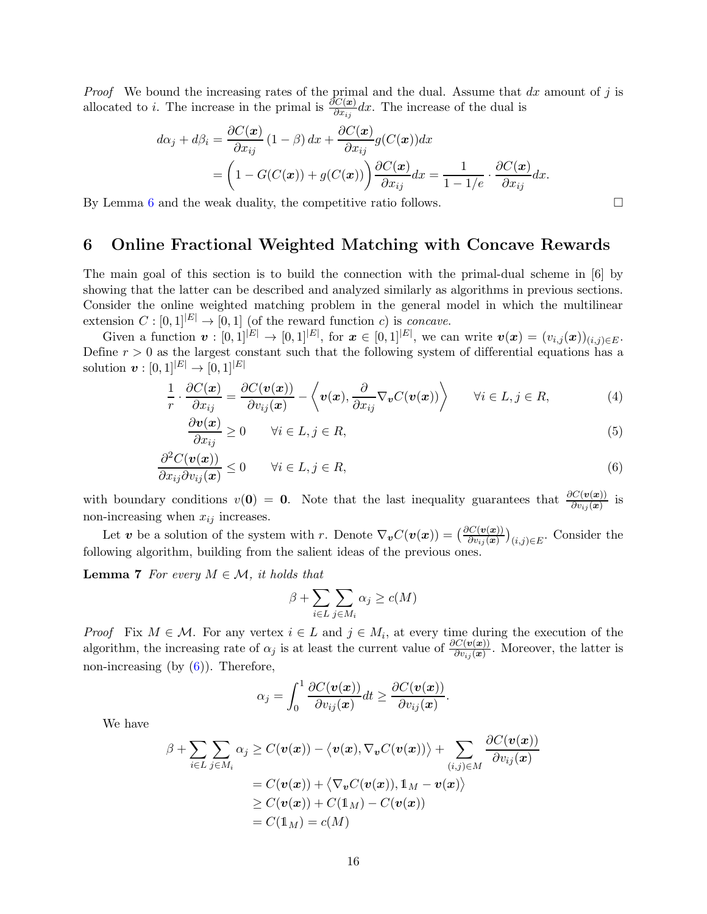*Proof* We bound the increasing rates of the primal and the dual. Assume that $dx$ amount of $j$ is allocated to $i$. The increase in the primal is $\frac{\partial C(\boldsymbol{x})}{\partial x_{ij}} dx$. The increase of the dual is

$$
\begin{aligned}
d\alpha_j + d\beta_i &= \frac{\partial C(\boldsymbol{x})}{\partial x_{ij}} (1-\beta)\, dx + \frac{\partial C(\boldsymbol{x})}{\partial x_{ij}} g(C(\boldsymbol{x})) dx \\
&= \bigg(1 - G(C(\boldsymbol{x})) + g(C(\boldsymbol{x}))\bigg) \frac{\partial C(\boldsymbol{x})}{\partial x_{ij}} dx = \frac{1}{1-1/e} \cdot \frac{\partial C(\boldsymbol{x})}{\partial x_{ij}} dx.
\end{aligned}
$$

By Lemma 6 and the weak duality, the competitive ratio follows. □

## 6 Online Fractional Weighted Matching with Concave Rewards

The main goal of this section is to build the connection with the primal-dual scheme in [6] by showing that the latter can be described and analyzed similarly as algorithms in previous sections. Consider the online weighted matching problem in the general model in which the multilinear extension $C : [0,1]^{|E|} \to [0,1]$ (of the reward function $c$) is *concave*.

Given a function $\boldsymbol{v} : [0,1]^{|E|} \to [0,1]^{|E|}$, for $\boldsymbol{x} \in [0,1]^{|E|}$, we can write $\boldsymbol{v}(\boldsymbol{x}) = (v_{i,j}(\boldsymbol{x}))_{(i,j)\in E}$. Define $r > 0$ as the largest constant such that the following system of differential equations has a solution $\boldsymbol{v} : [0,1]^{|E|} \to [0,1]^{|E|}$

$$
\frac{1}{r} \cdot \frac{\partial C(\boldsymbol{x})}{\partial x_{ij}} = \frac{\partial C(\boldsymbol{v}(\boldsymbol{x}))}{\partial v_{ij}(\boldsymbol{x})} - \left\langle \boldsymbol{v}(\boldsymbol{x}), \frac{\partial}{\partial x_{ij}} \nabla_{\boldsymbol{v}} C(\boldsymbol{v}(\boldsymbol{x})) \right\rangle \qquad \forall i \in L, j \in R, \tag{4}
$$

$$
\frac{\partial \boldsymbol{v}(\boldsymbol{x})}{\partial x_{ij}} \geq 0 \qquad \forall i \in L, j \in R, \tag{5}
$$

$$
\frac{\partial^2 C(\boldsymbol{v}(\boldsymbol{x}))}{\partial x_{ij} \partial v_{ij}(\boldsymbol{x})} \leq 0 \qquad \forall i \in L, j \in R, \tag{6}
$$

with boundary conditions $v(\boldsymbol{0}) = \boldsymbol{0}$. Note that the last inequality guarantees that $\frac{\partial C(\boldsymbol{v}(\boldsymbol{x}))}{\partial v_{ij}(\boldsymbol{x})}$ is non-increasing when $x_{ij}$ increases.

Let $\boldsymbol{v}$ be a solution of the system with $r$. Denote $\nabla_{\boldsymbol{v}} C(\boldsymbol{v}(\boldsymbol{x})) = \big(\frac{\partial C(\boldsymbol{v}(\boldsymbol{x}))}{\partial v_{ij}(\boldsymbol{x})}\big)_{(i,j)\in E}$. Consider the following algorithm, building from the salient ideas of the previous ones.

**Lemma 7** *For every $M \in \mathcal{M}$, it holds that*

$$
\beta + \sum_{i\in L} \sum_{j \in M_i} \alpha_j \geq c(M)
$$

*Proof* Fix $M \in \mathcal{M}$. For any vertex $i \in L$ and $j \in M_i$, at every time during the execution of the algorithm, the increasing rate of $\alpha_j$ is at least the current value of $\frac{\partial C(\boldsymbol{v}(\boldsymbol{x}))}{\partial v_{ij}(\boldsymbol{x})}$. Moreover, the latter is non-increasing (by (6)). Therefore,

$$
\alpha_j = \int_0^1 \frac{\partial C(\boldsymbol{v}(\boldsymbol{x}))}{\partial v_{ij}(\boldsymbol{x})} dt \geq \frac{\partial C(\boldsymbol{v}(\boldsymbol{x}))}{\partial v_{ij}(\boldsymbol{x})}.
$$

We have

$$
\begin{aligned}
\beta + \sum_{i\in L} \sum_{j\in M_i} \alpha_j &\geq C(\boldsymbol{v}(\boldsymbol{x})) - \big\langle \boldsymbol{v}(\boldsymbol{x}), \nabla_{\boldsymbol{v}} C(\boldsymbol{v}(\boldsymbol{x})) \big\rangle + \sum_{(i,j)\in M} \frac{\partial C(\boldsymbol{v}(\boldsymbol{x}))}{\partial v_{ij}(\boldsymbol{x})} \\
&= C(\boldsymbol{v}(\boldsymbol{x})) + \big\langle \nabla_{\boldsymbol{v}} C(\boldsymbol{v}(\boldsymbol{x})), \mathbb{1}_M - \boldsymbol{v}(\boldsymbol{x}) \big\rangle \\
&\geq C(\boldsymbol{v}(\boldsymbol{x})) + C(\mathbb{1}_M) - C(\boldsymbol{v}(\boldsymbol{x})) \\
&= C(\mathbb{1}_M) = c(M)
\end{aligned}
$$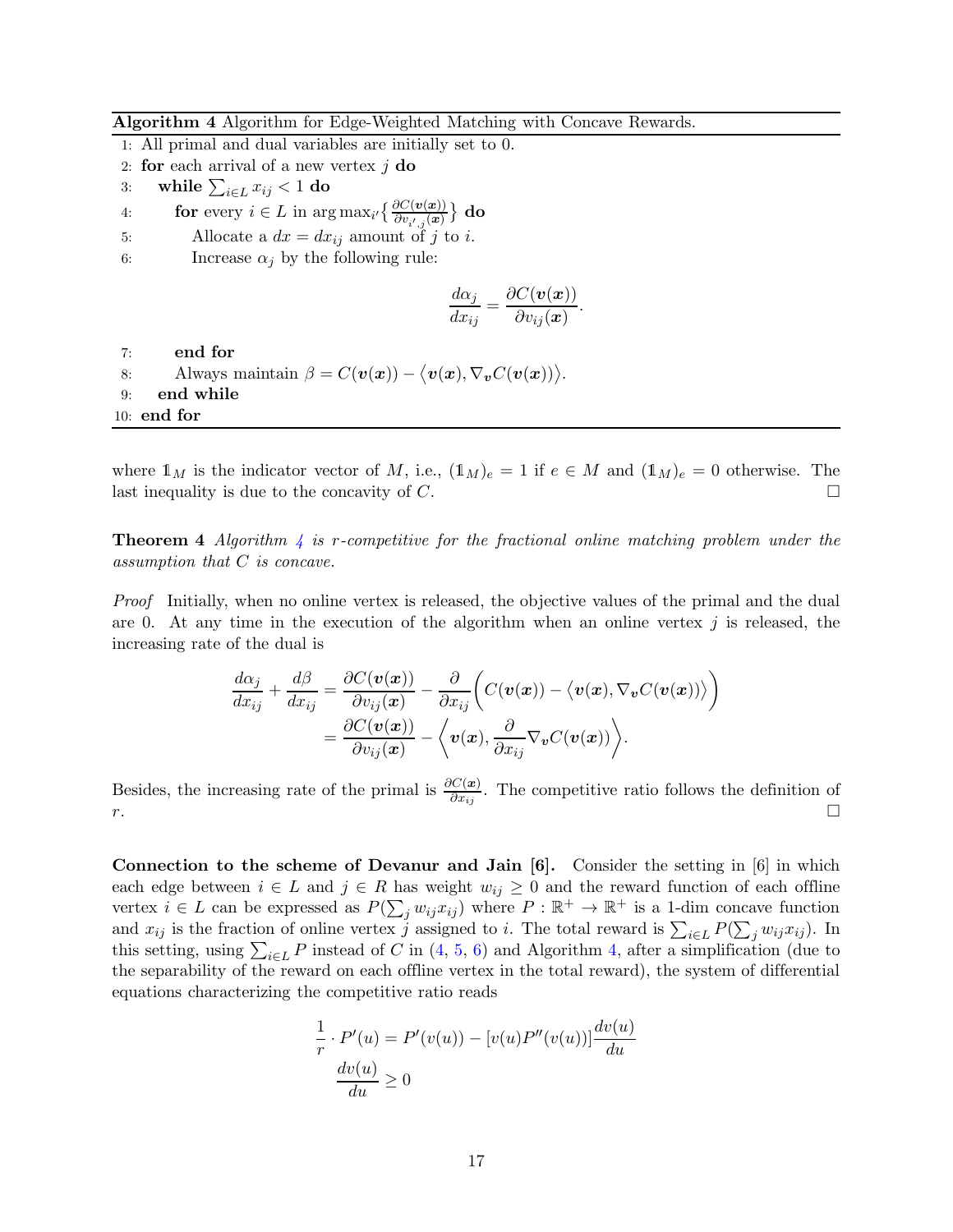**Algorithm 4** Algorithm for Edge-Weighted Matching with Concave Rewards.

```
1: All primal and dual variables are initially set to 0.
2: for each arrival of a new vertex j do
3:    while Σ_{i∈L} x_ij < 1 do
4:       for every i ∈ L in argmax_{i'} { ∂C(v(x)) / ∂v_{i',j}(x) } do
5:          Allocate a dx = dx_ij amount of j to i.
6:          Increase α_j by the following rule:
                dα_j / dx_ij = ∂C(v(x)) / ∂v_ij(x).
7:       end for
8:       Always maintain β = C(v(x)) − ⟨v(x), ∇_v C(v(x))⟩.
9:    end while
10: end for
```

where $\mathbb{1}_M$ is the indicator vector of $M$, i.e., $(\mathbb{1}_M)_e = 1$ if $e \in M$ and $(\mathbb{1}_M)_e = 0$ otherwise. The last inequality is due to the concavity of $C$. □

**Theorem 4** *Algorithm 4 is $r$-competitive for the fractional online matching problem under the assumption that $C$ is concave.*

*Proof* Initially, when no online vertex is released, the objective values of the primal and the dual are 0. At any time in the execution of the algorithm when an online vertex $j$ is released, the increasing rate of the dual is

$$
\begin{aligned}
\frac{d\alpha_j}{dx_{ij}} + \frac{d\beta}{dx_{ij}} &= \frac{\partial C(\boldsymbol{v}(\boldsymbol{x}))}{\partial v_{ij}(\boldsymbol{x})} - \frac{\partial}{\partial x_{ij}}\Big( C(\boldsymbol{v}(\boldsymbol{x})) - \big\langle \boldsymbol{v}(\boldsymbol{x}), \nabla_{\boldsymbol{v}} C(\boldsymbol{v}(\boldsymbol{x}))\big\rangle \Big) \\
&= \frac{\partial C(\boldsymbol{v}(\boldsymbol{x}))}{\partial v_{ij}(\boldsymbol{x})} - \Big\langle \boldsymbol{v}(\boldsymbol{x}), \frac{\partial}{\partial x_{ij}} \nabla_{\boldsymbol{v}} C(\boldsymbol{v}(\boldsymbol{x}))\Big\rangle.
\end{aligned}
$$

Besides, the increasing rate of the primal is $\frac{\partial C(\boldsymbol{x})}{\partial x_{ij}}$. The competitive ratio follows the definition of $r$. □

**Connection to the scheme of Devanur and Jain [6].** Consider the setting in [6] in which each edge between $i \in L$ and $j \in R$ has weight $w_{ij} \geq 0$ and the reward function of each offline vertex $i \in L$ can be expressed as $P(\sum_j w_{ij} x_{ij})$ where $P : \mathbb{R}^+ \to \mathbb{R}^+$ is a 1-dim concave function and $x_{ij}$ is the fraction of online vertex $j$ assigned to $i$. The total reward is $\sum_{i \in L} P(\sum_j w_{ij} x_{ij})$. In this setting, using $\sum_{i \in L} P$ instead of $C$ in (4, 5, 6) and Algorithm 4, after a simplification (due to the separability of the reward on each offline vertex in the total reward), the system of differential equations characterizing the competitive ratio reads

$$
\begin{aligned}
\frac{1}{r} \cdot P'(u) &= P'(v(u)) - [v(u) P''(v(u))] \frac{dv(u)}{du} \\
\frac{dv(u)}{du} &\geq 0
\end{aligned}
$$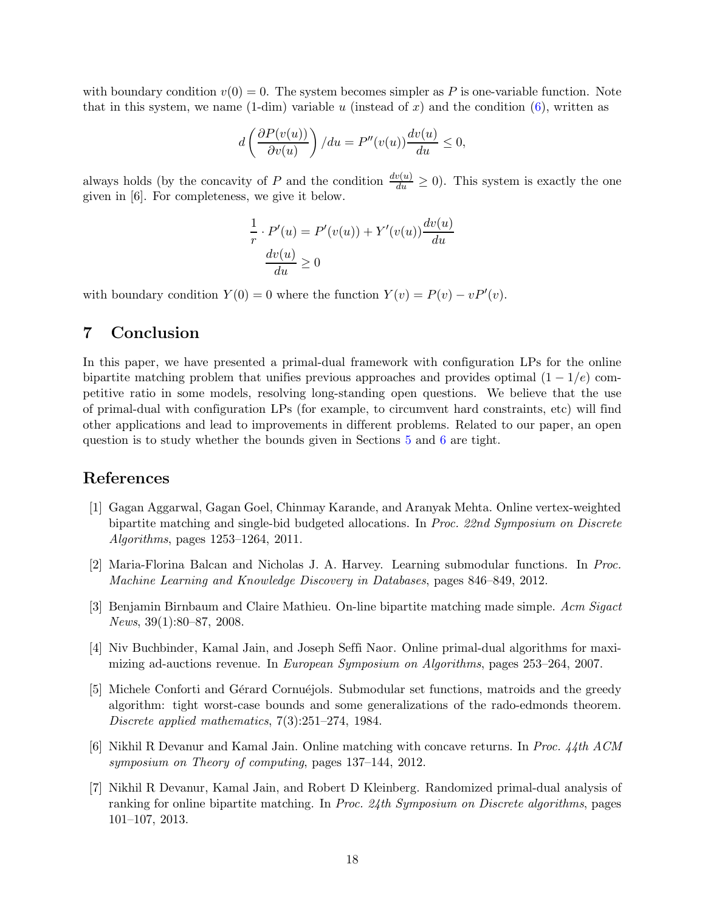with boundary condition $v(0) = 0$. The system becomes simpler as $P$ is one-variable function. Note that in this system, we name (1-dim) variable $u$ (instead of $x$) and the condition (6), written as

$$d\left(\frac{\partial P(v(u))}{\partial v(u)}\right)/du = P''(v(u))\frac{dv(u)}{du} \leq 0,$$

always holds (by the concavity of $P$ and the condition $\frac{dv(u)}{du} \geq 0$). This system is exactly the one given in [6]. For completeness, we give it below.

$$\frac{1}{r} \cdot P'(u) = P'(v(u)) + Y'(v(u))\frac{dv(u)}{du}$$
$$\frac{dv(u)}{du} \geq 0$$

with boundary condition $Y(0) = 0$ where the function $Y(v) = P(v) - vP'(v)$.

## 7 Conclusion

In this paper, we have presented a primal-dual framework with configuration LPs for the online bipartite matching problem that unifies previous approaches and provides optimal $(1 - 1/e)$ competitive ratio in some models, resolving long-standing open questions. We believe that the use of primal-dual with configuration LPs (for example, to circumvent hard constraints, etc) will find other applications and lead to improvements in different problems. Related to our paper, an open question is to study whether the bounds given in Sections 5 and 6 are tight.

## References

[1] Gagan Aggarwal, Gagan Goel, Chinmay Karande, and Aranyak Mehta. Online vertex-weighted bipartite matching and single-bid budgeted allocations. In *Proc. 22nd Symposium on Discrete Algorithms*, pages 1253–1264, 2011.

[2] Maria-Florina Balcan and Nicholas J. A. Harvey. Learning submodular functions. In *Proc. Machine Learning and Knowledge Discovery in Databases*, pages 846–849, 2012.

[3] Benjamin Birnbaum and Claire Mathieu. On-line bipartite matching made simple. *Acm Sigact News*, 39(1):80–87, 2008.

[4] Niv Buchbinder, Kamal Jain, and Joseph Seffi Naor. Online primal-dual algorithms for maximizing ad-auctions revenue. In *European Symposium on Algorithms*, pages 253–264, 2007.

[5] Michele Conforti and Gérard Cornuéjols. Submodular set functions, matroids and the greedy algorithm: tight worst-case bounds and some generalizations of the rado-edmonds theorem. *Discrete applied mathematics*, 7(3):251–274, 1984.

[6] Nikhil R Devanur and Kamal Jain. Online matching with concave returns. In *Proc. 44th ACM symposium on Theory of computing*, pages 137–144, 2012.

[7] Nikhil R Devanur, Kamal Jain, and Robert D Kleinberg. Randomized primal-dual analysis of ranking for online bipartite matching. In *Proc. 24th Symposium on Discrete algorithms*, pages 101–107, 2013.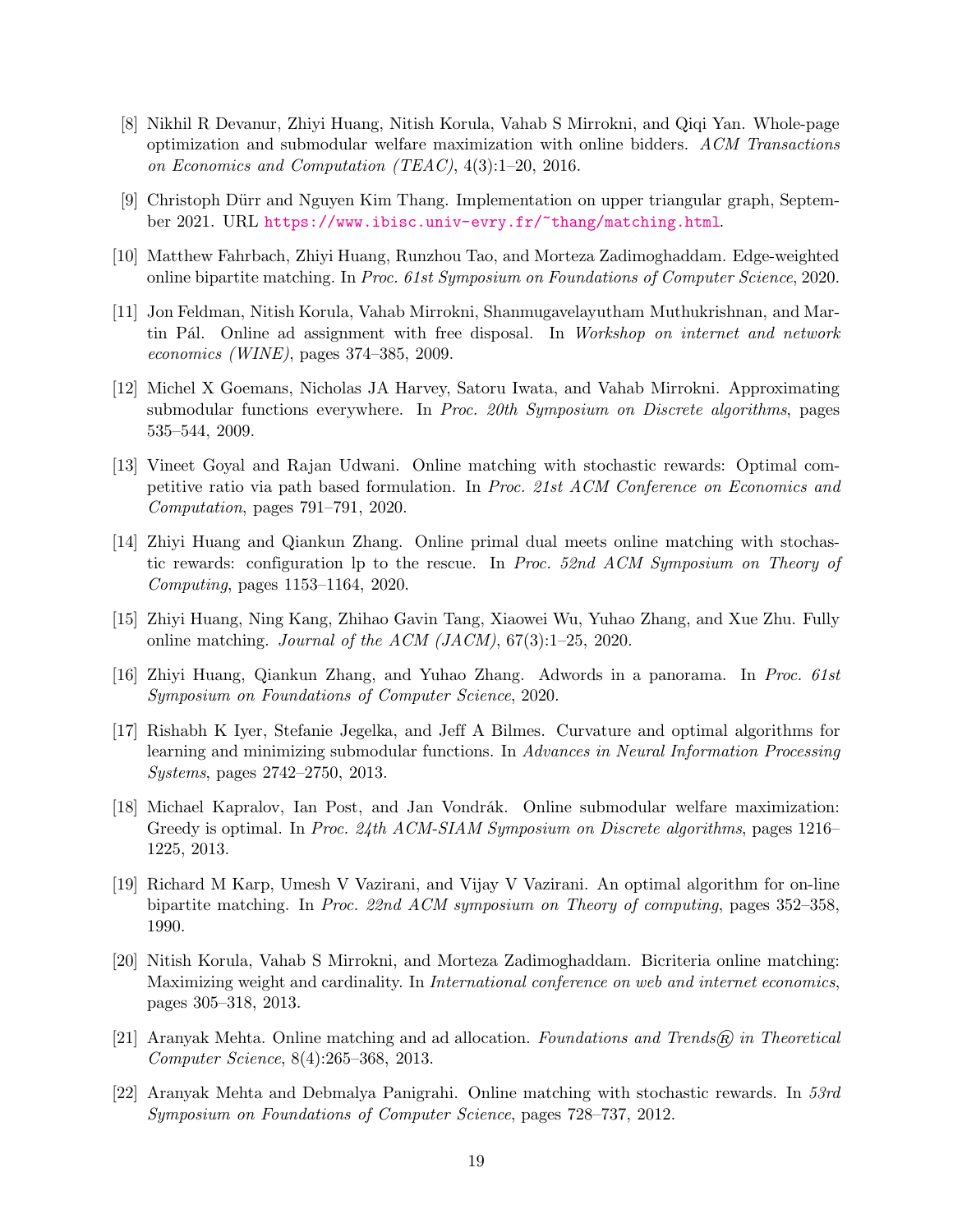[8] Nikhil R Devanur, Zhiyi Huang, Nitish Korula, Vahab S Mirrokni, and Qiqi Yan. Whole-page optimization and submodular welfare maximization with online bidders. *ACM Transactions on Economics and Computation (TEAC)*, 4(3):1–20, 2016.

[9] Christoph Dürr and Nguyen Kim Thang. Implementation on upper triangular graph, September 2021. URL https://www.ibisc.univ-evry.fr/~thang/matching.html.

[10] Matthew Fahrbach, Zhiyi Huang, Runzhou Tao, and Morteza Zadimoghaddam. Edge-weighted online bipartite matching. In *Proc. 61st Symposium on Foundations of Computer Science*, 2020.

[11] Jon Feldman, Nitish Korula, Vahab Mirrokni, Shanmugavelayutham Muthukrishnan, and Martin Pál. Online ad assignment with free disposal. In *Workshop on internet and network economics (WINE)*, pages 374–385, 2009.

[12] Michel X Goemans, Nicholas JA Harvey, Satoru Iwata, and Vahab Mirrokni. Approximating submodular functions everywhere. In *Proc. 20th Symposium on Discrete algorithms*, pages 535–544, 2009.

[13] Vineet Goyal and Rajan Udwani. Online matching with stochastic rewards: Optimal competitive ratio via path based formulation. In *Proc. 21st ACM Conference on Economics and Computation*, pages 791–791, 2020.

[14] Zhiyi Huang and Qiankun Zhang. Online primal dual meets online matching with stochastic rewards: configuration lp to the rescue. In *Proc. 52nd ACM Symposium on Theory of Computing*, pages 1153–1164, 2020.

[15] Zhiyi Huang, Ning Kang, Zhihao Gavin Tang, Xiaowei Wu, Yuhao Zhang, and Xue Zhu. Fully online matching. *Journal of the ACM (JACM)*, 67(3):1–25, 2020.

[16] Zhiyi Huang, Qiankun Zhang, and Yuhao Zhang. Adwords in a panorama. In *Proc. 61st Symposium on Foundations of Computer Science*, 2020.

[17] Rishabh K Iyer, Stefanie Jegelka, and Jeff A Bilmes. Curvature and optimal algorithms for learning and minimizing submodular functions. In *Advances in Neural Information Processing Systems*, pages 2742–2750, 2013.

[18] Michael Kapralov, Ian Post, and Jan Vondrák. Online submodular welfare maximization: Greedy is optimal. In *Proc. 24th ACM-SIAM Symposium on Discrete algorithms*, pages 1216–1225, 2013.

[19] Richard M Karp, Umesh V Vazirani, and Vijay V Vazirani. An optimal algorithm for on-line bipartite matching. In *Proc. 22nd ACM symposium on Theory of computing*, pages 352–358, 1990.

[20] Nitish Korula, Vahab S Mirrokni, and Morteza Zadimoghaddam. Bicriteria online matching: Maximizing weight and cardinality. In *International conference on web and internet economics*, pages 305–318, 2013.

[21] Aranyak Mehta. Online matching and ad allocation. *Foundations and Trends® in Theoretical Computer Science*, 8(4):265–368, 2013.

[22] Aranyak Mehta and Debmalya Panigrahi. Online matching with stochastic rewards. In *53rd Symposium on Foundations of Computer Science*, pages 728–737, 2012.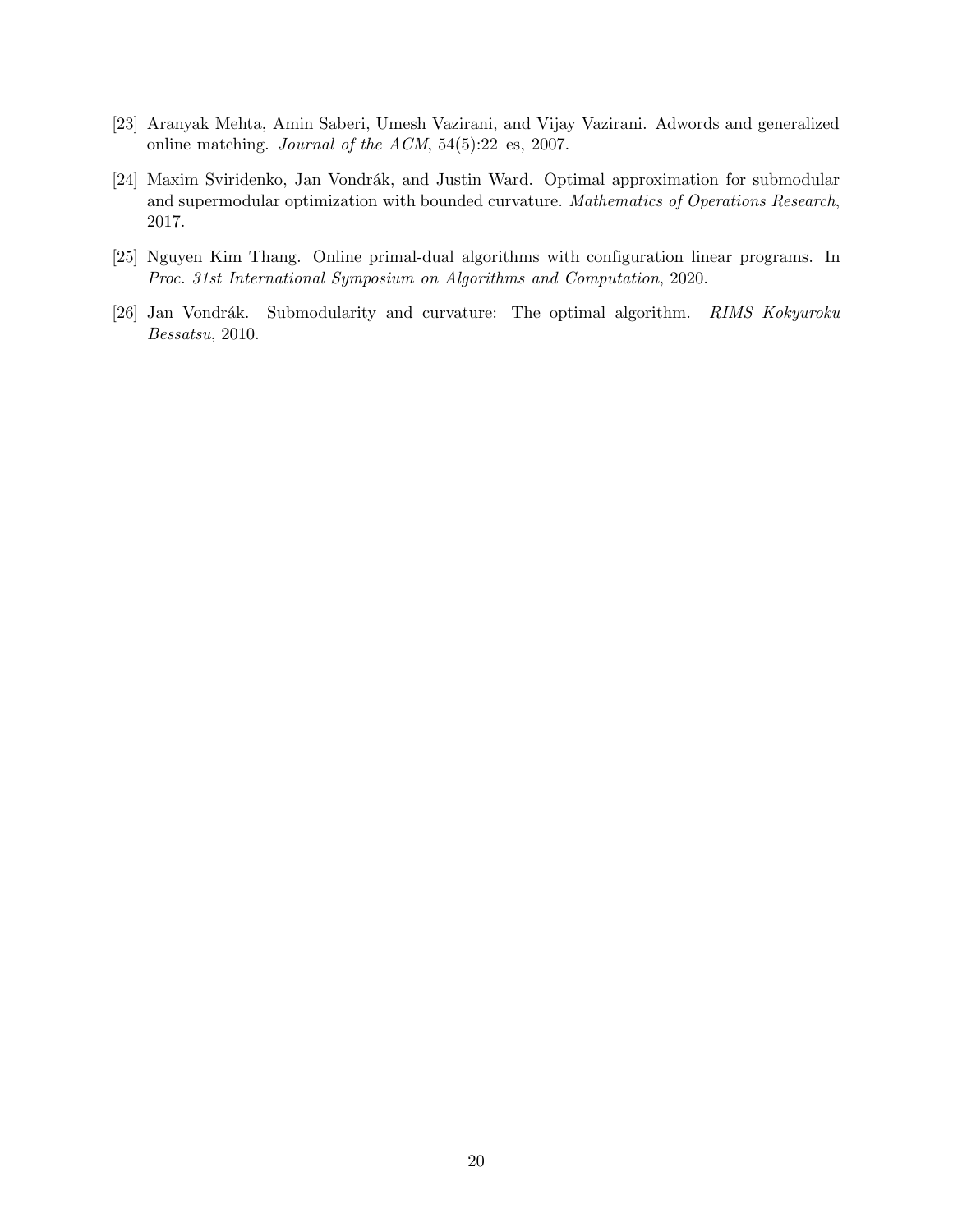[23] Aranyak Mehta, Amin Saberi, Umesh Vazirani, and Vijay Vazirani. Adwords and generalized online matching. *Journal of the ACM*, 54(5):22–es, 2007.

[24] Maxim Sviridenko, Jan Vondrák, and Justin Ward. Optimal approximation for submodular and supermodular optimization with bounded curvature. *Mathematics of Operations Research*, 2017.

[25] Nguyen Kim Thang. Online primal-dual algorithms with configuration linear programs. In *Proc. 31st International Symposium on Algorithms and Computation*, 2020.

[26] Jan Vondrák. Submodularity and curvature: The optimal algorithm. *RIMS Kokyuroku Bessatsu*, 2010.